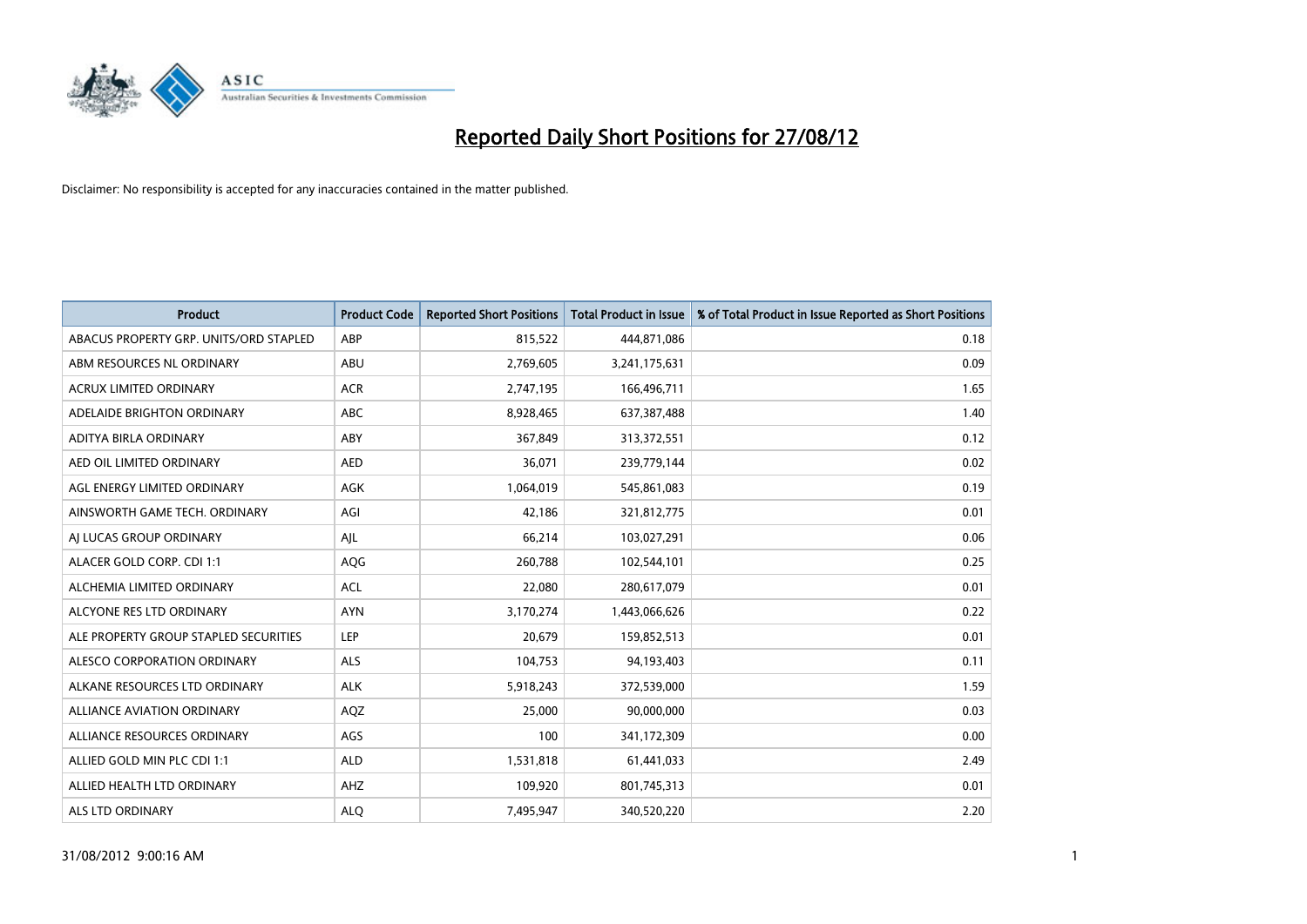# Reported Daily Short Positions for 27/08/12

Disclaimer: No responsibility is accepted for any inaccuracies contained in the matter published.

| Product | Product Code | Reported Short Positions | Total Product in Issue | % of Total Product in Issue Reported as Short Positions |
|---|---|---|---|---|
| ABACUS PROPERTY GRP. UNITS/ORD STAPLED | ABP | 815,522 | 444,871,086 | 0.18 |
| ABM RESOURCES NL ORDINARY | ABU | 2,769,605 | 3,241,175,631 | 0.09 |
| ACRUX LIMITED ORDINARY | ACR | 2,747,195 | 166,496,711 | 1.65 |
| ADELAIDE BRIGHTON ORDINARY | ABC | 8,928,465 | 637,387,488 | 1.40 |
| ADITYA BIRLA ORDINARY | ABY | 367,849 | 313,372,551 | 0.12 |
| AED OIL LIMITED ORDINARY | AED | 36,071 | 239,779,144 | 0.02 |
| AGL ENERGY LIMITED ORDINARY | AGK | 1,064,019 | 545,861,083 | 0.19 |
| AINSWORTH GAME TECH. ORDINARY | AGI | 42,186 | 321,812,775 | 0.01 |
| AJ LUCAS GROUP ORDINARY | AJL | 66,214 | 103,027,291 | 0.06 |
| ALACER GOLD CORP. CDI 1:1 | AQG | 260,788 | 102,544,101 | 0.25 |
| ALCHEMIA LIMITED ORDINARY | ACL | 22,080 | 280,617,079 | 0.01 |
| ALCYONE RES LTD ORDINARY | AYN | 3,170,274 | 1,443,066,626 | 0.22 |
| ALE PROPERTY GROUP STAPLED SECURITIES | LEP | 20,679 | 159,852,513 | 0.01 |
| ALESCO CORPORATION ORDINARY | ALS | 104,753 | 94,193,403 | 0.11 |
| ALKANE RESOURCES LTD ORDINARY | ALK | 5,918,243 | 372,539,000 | 1.59 |
| ALLIANCE AVIATION ORDINARY | AQZ | 25,000 | 90,000,000 | 0.03 |
| ALLIANCE RESOURCES ORDINARY | AGS | 100 | 341,172,309 | 0.00 |
| ALLIED GOLD MIN PLC CDI 1:1 | ALD | 1,531,818 | 61,441,033 | 2.49 |
| ALLIED HEALTH LTD ORDINARY | AHZ | 109,920 | 801,745,313 | 0.01 |
| ALS LTD ORDINARY | ALQ | 7,495,947 | 340,520,220 | 2.20 |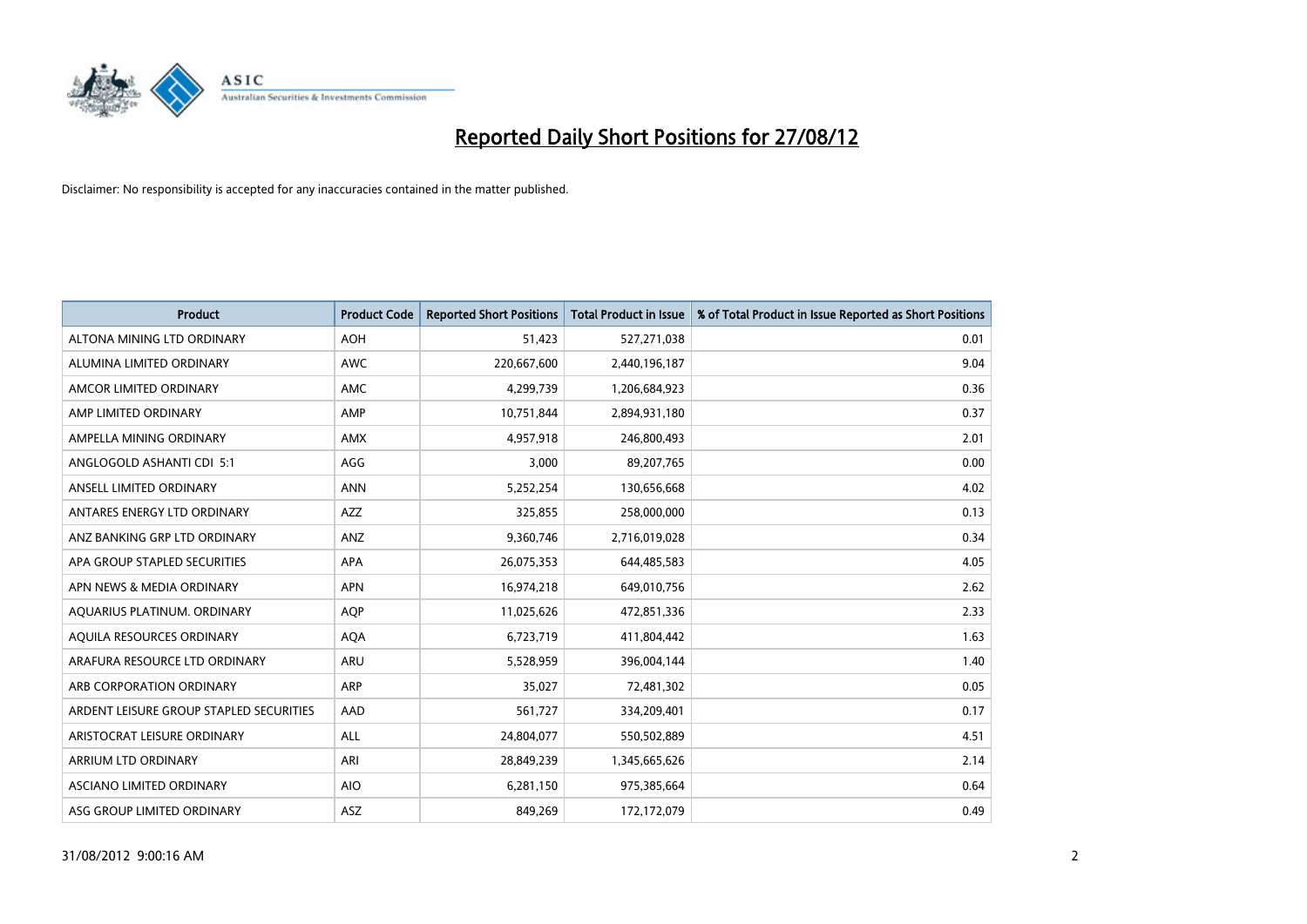# Reported Daily Short Positions for 27/08/12

Disclaimer: No responsibility is accepted for any inaccuracies contained in the matter published.

| Product | Product Code | Reported Short Positions | Total Product in Issue | % of Total Product in Issue Reported as Short Positions |
|---|---|---|---|---|
| ALTONA MINING LTD ORDINARY | AOH | 51,423 | 527,271,038 | 0.01 |
| ALUMINA LIMITED ORDINARY | AWC | 220,667,600 | 2,440,196,187 | 9.04 |
| AMCOR LIMITED ORDINARY | AMC | 4,299,739 | 1,206,684,923 | 0.36 |
| AMP LIMITED ORDINARY | AMP | 10,751,844 | 2,894,931,180 | 0.37 |
| AMPELLA MINING ORDINARY | AMX | 4,957,918 | 246,800,493 | 2.01 |
| ANGLOGOLD ASHANTI CDI 5:1 | AGG | 3,000 | 89,207,765 | 0.00 |
| ANSELL LIMITED ORDINARY | ANN | 5,252,254 | 130,656,668 | 4.02 |
| ANTARES ENERGY LTD ORDINARY | AZZ | 325,855 | 258,000,000 | 0.13 |
| ANZ BANKING GRP LTD ORDINARY | ANZ | 9,360,746 | 2,716,019,028 | 0.34 |
| APA GROUP STAPLED SECURITIES | APA | 26,075,353 | 644,485,583 | 4.05 |
| APN NEWS & MEDIA ORDINARY | APN | 16,974,218 | 649,010,756 | 2.62 |
| AQUARIUS PLATINUM. ORDINARY | AQP | 11,025,626 | 472,851,336 | 2.33 |
| AQUILA RESOURCES ORDINARY | AQA | 6,723,719 | 411,804,442 | 1.63 |
| ARAFURA RESOURCE LTD ORDINARY | ARU | 5,528,959 | 396,004,144 | 1.40 |
| ARB CORPORATION ORDINARY | ARP | 35,027 | 72,481,302 | 0.05 |
| ARDENT LEISURE GROUP STAPLED SECURITIES | AAD | 561,727 | 334,209,401 | 0.17 |
| ARISTOCRAT LEISURE ORDINARY | ALL | 24,804,077 | 550,502,889 | 4.51 |
| ARRIUM LTD ORDINARY | ARI | 28,849,239 | 1,345,665,626 | 2.14 |
| ASCIANO LIMITED ORDINARY | AIO | 6,281,150 | 975,385,664 | 0.64 |
| ASG GROUP LIMITED ORDINARY | ASZ | 849,269 | 172,172,079 | 0.49 |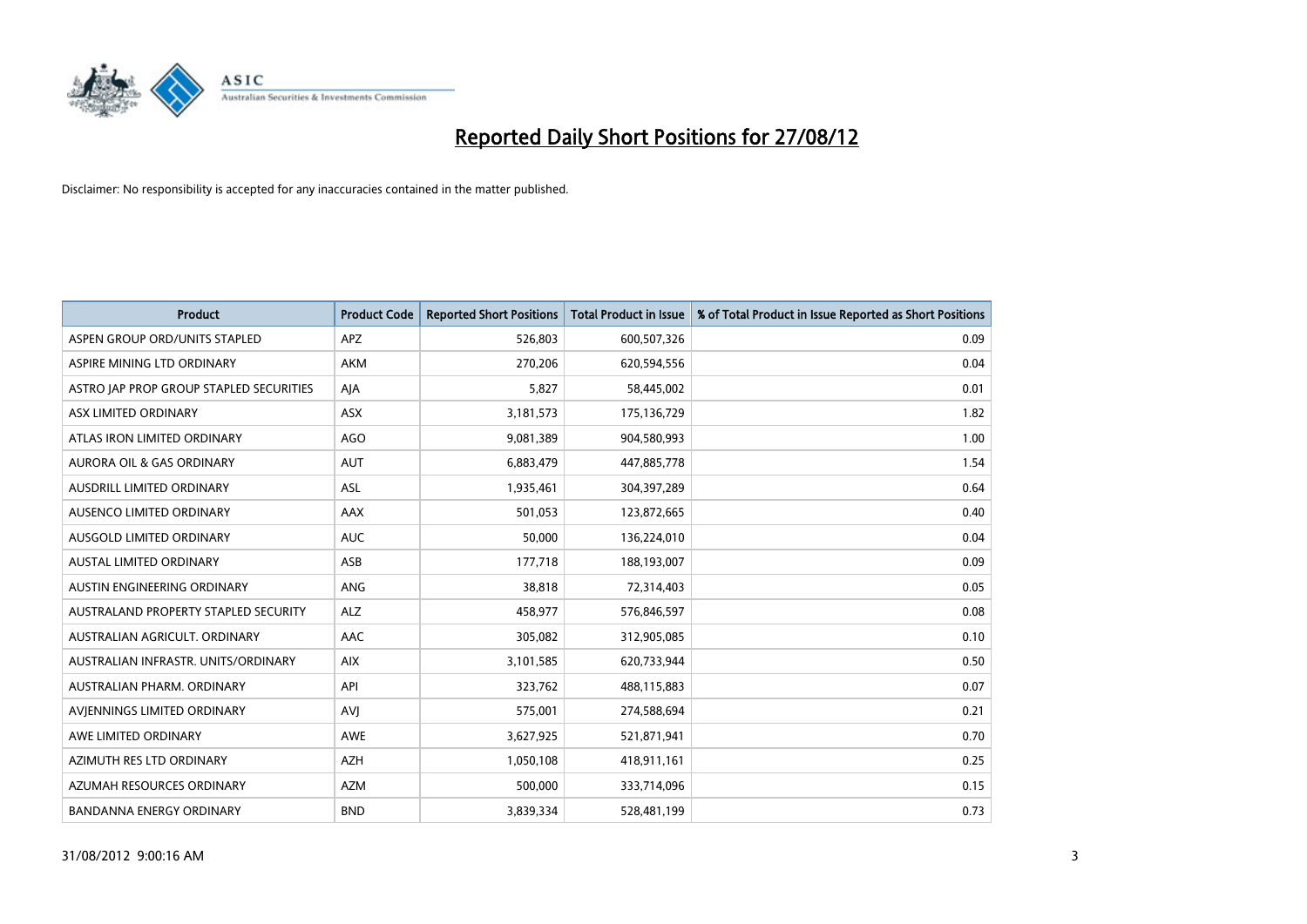# Reported Daily Short Positions for 27/08/12

Disclaimer: No responsibility is accepted for any inaccuracies contained in the matter published.

| Product | Product Code | Reported Short Positions | Total Product in Issue | % of Total Product in Issue Reported as Short Positions |
|---|---|---|---|---|
| ASPEN GROUP ORD/UNITS STAPLED | APZ | 526,803 | 600,507,326 | 0.09 |
| ASPIRE MINING LTD ORDINARY | AKM | 270,206 | 620,594,556 | 0.04 |
| ASTRO JAP PROP GROUP STAPLED SECURITIES | AJA | 5,827 | 58,445,002 | 0.01 |
| ASX LIMITED ORDINARY | ASX | 3,181,573 | 175,136,729 | 1.82 |
| ATLAS IRON LIMITED ORDINARY | AGO | 9,081,389 | 904,580,993 | 1.00 |
| AURORA OIL & GAS ORDINARY | AUT | 6,883,479 | 447,885,778 | 1.54 |
| AUSDRILL LIMITED ORDINARY | ASL | 1,935,461 | 304,397,289 | 0.64 |
| AUSENCO LIMITED ORDINARY | AAX | 501,053 | 123,872,665 | 0.40 |
| AUSGOLD LIMITED ORDINARY | AUC | 50,000 | 136,224,010 | 0.04 |
| AUSTAL LIMITED ORDINARY | ASB | 177,718 | 188,193,007 | 0.09 |
| AUSTIN ENGINEERING ORDINARY | ANG | 38,818 | 72,314,403 | 0.05 |
| AUSTRALAND PROPERTY STAPLED SECURITY | ALZ | 458,977 | 576,846,597 | 0.08 |
| AUSTRALIAN AGRICULT. ORDINARY | AAC | 305,082 | 312,905,085 | 0.10 |
| AUSTRALIAN INFRASTR. UNITS/ORDINARY | AIX | 3,101,585 | 620,733,944 | 0.50 |
| AUSTRALIAN PHARM. ORDINARY | API | 323,762 | 488,115,883 | 0.07 |
| AVJENNINGS LIMITED ORDINARY | AVJ | 575,001 | 274,588,694 | 0.21 |
| AWE LIMITED ORDINARY | AWE | 3,627,925 | 521,871,941 | 0.70 |
| AZIMUTH RES LTD ORDINARY | AZH | 1,050,108 | 418,911,161 | 0.25 |
| AZUMAH RESOURCES ORDINARY | AZM | 500,000 | 333,714,096 | 0.15 |
| BANDANNA ENERGY ORDINARY | BND | 3,839,334 | 528,481,199 | 0.73 |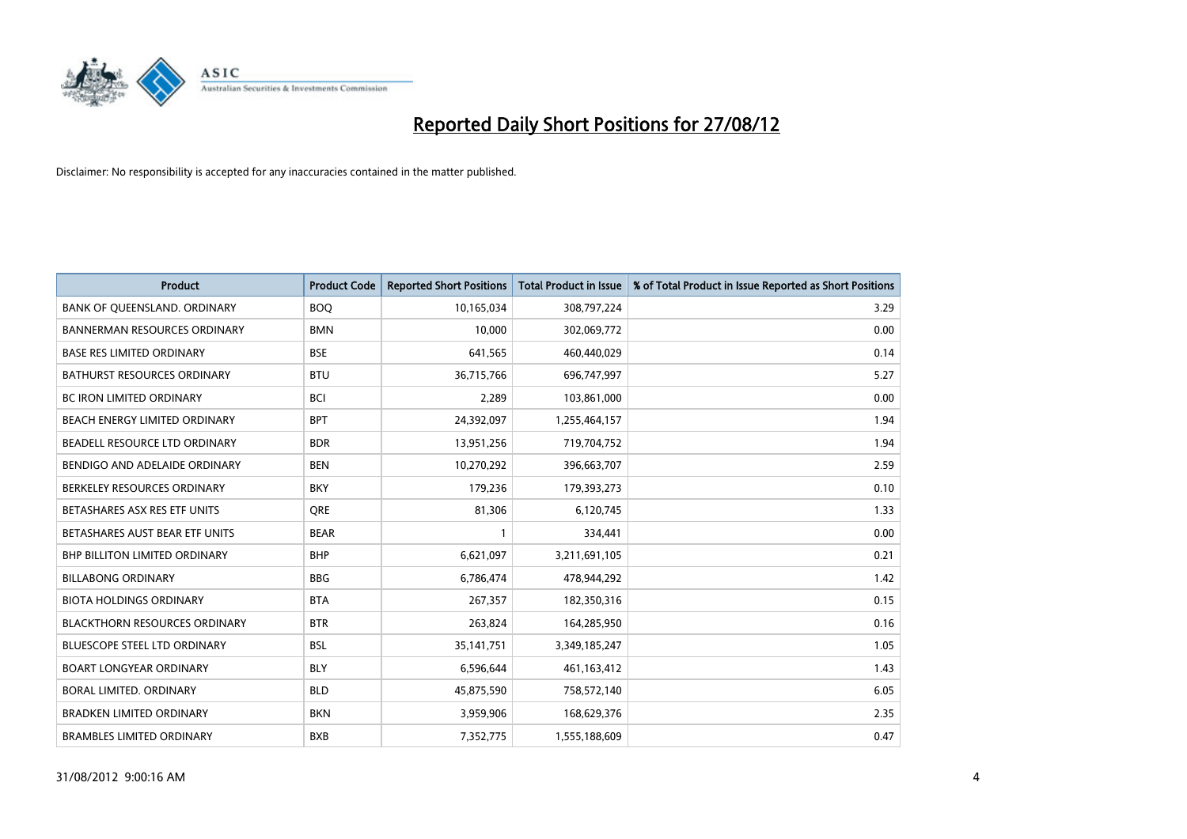# Reported Daily Short Positions for 27/08/12

Disclaimer: No responsibility is accepted for any inaccuracies contained in the matter published.

| Product | Product Code | Reported Short Positions | Total Product in Issue | % of Total Product in Issue Reported as Short Positions |
|---|---|---|---|---|
| BANK OF QUEENSLAND. ORDINARY | BOQ | 10,165,034 | 308,797,224 | 3.29 |
| BANNERMAN RESOURCES ORDINARY | BMN | 10,000 | 302,069,772 | 0.00 |
| BASE RES LIMITED ORDINARY | BSE | 641,565 | 460,440,029 | 0.14 |
| BATHURST RESOURCES ORDINARY | BTU | 36,715,766 | 696,747,997 | 5.27 |
| BC IRON LIMITED ORDINARY | BCI | 2,289 | 103,861,000 | 0.00 |
| BEACH ENERGY LIMITED ORDINARY | BPT | 24,392,097 | 1,255,464,157 | 1.94 |
| BEADELL RESOURCE LTD ORDINARY | BDR | 13,951,256 | 719,704,752 | 1.94 |
| BENDIGO AND ADELAIDE ORDINARY | BEN | 10,270,292 | 396,663,707 | 2.59 |
| BERKELEY RESOURCES ORDINARY | BKY | 179,236 | 179,393,273 | 0.10 |
| BETASHARES ASX RES ETF UNITS | QRE | 81,306 | 6,120,745 | 1.33 |
| BETASHARES AUST BEAR ETF UNITS | BEAR | 1 | 334,441 | 0.00 |
| BHP BILLITON LIMITED ORDINARY | BHP | 6,621,097 | 3,211,691,105 | 0.21 |
| BILLABONG ORDINARY | BBG | 6,786,474 | 478,944,292 | 1.42 |
| BIOTA HOLDINGS ORDINARY | BTA | 267,357 | 182,350,316 | 0.15 |
| BLACKTHORN RESOURCES ORDINARY | BTR | 263,824 | 164,285,950 | 0.16 |
| BLUESCOPE STEEL LTD ORDINARY | BSL | 35,141,751 | 3,349,185,247 | 1.05 |
| BOART LONGYEAR ORDINARY | BLY | 6,596,644 | 461,163,412 | 1.43 |
| BORAL LIMITED. ORDINARY | BLD | 45,875,590 | 758,572,140 | 6.05 |
| BRADKEN LIMITED ORDINARY | BKN | 3,959,906 | 168,629,376 | 2.35 |
| BRAMBLES LIMITED ORDINARY | BXB | 7,352,775 | 1,555,188,609 | 0.47 |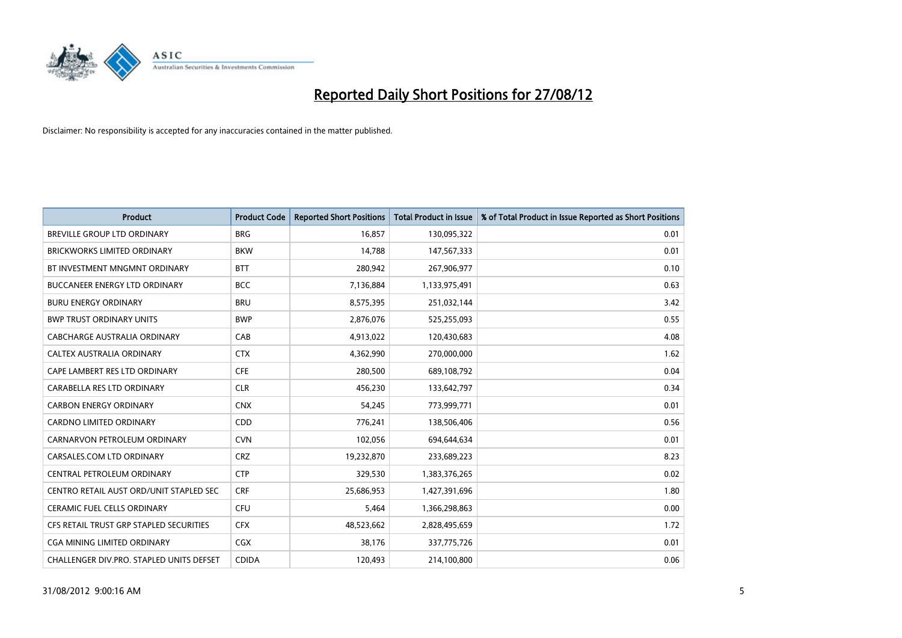# Reported Daily Short Positions for 27/08/12

Disclaimer: No responsibility is accepted for any inaccuracies contained in the matter published.

| Product | Product Code | Reported Short Positions | Total Product in Issue | % of Total Product in Issue Reported as Short Positions |
|---|---|---|---|---|
| BREVILLE GROUP LTD ORDINARY | BRG | 16,857 | 130,095,322 | 0.01 |
| BRICKWORKS LIMITED ORDINARY | BKW | 14,788 | 147,567,333 | 0.01 |
| BT INVESTMENT MNGMNT ORDINARY | BTT | 280,942 | 267,906,977 | 0.10 |
| BUCCANEER ENERGY LTD ORDINARY | BCC | 7,136,884 | 1,133,975,491 | 0.63 |
| BURU ENERGY ORDINARY | BRU | 8,575,395 | 251,032,144 | 3.42 |
| BWP TRUST ORDINARY UNITS | BWP | 2,876,076 | 525,255,093 | 0.55 |
| CABCHARGE AUSTRALIA ORDINARY | CAB | 4,913,022 | 120,430,683 | 4.08 |
| CALTEX AUSTRALIA ORDINARY | CTX | 4,362,990 | 270,000,000 | 1.62 |
| CAPE LAMBERT RES LTD ORDINARY | CFE | 280,500 | 689,108,792 | 0.04 |
| CARABELLA RES LTD ORDINARY | CLR | 456,230 | 133,642,797 | 0.34 |
| CARBON ENERGY ORDINARY | CNX | 54,245 | 773,999,771 | 0.01 |
| CARDNO LIMITED ORDINARY | CDD | 776,241 | 138,506,406 | 0.56 |
| CARNARVON PETROLEUM ORDINARY | CVN | 102,056 | 694,644,634 | 0.01 |
| CARSALES.COM LTD ORDINARY | CRZ | 19,232,870 | 233,689,223 | 8.23 |
| CENTRAL PETROLEUM ORDINARY | CTP | 329,530 | 1,383,376,265 | 0.02 |
| CENTRO RETAIL AUST ORD/UNIT STAPLED SEC | CRF | 25,686,953 | 1,427,391,696 | 1.80 |
| CERAMIC FUEL CELLS ORDINARY | CFU | 5,464 | 1,366,298,863 | 0.00 |
| CFS RETAIL TRUST GRP STAPLED SECURITIES | CFX | 48,523,662 | 2,828,495,659 | 1.72 |
| CGA MINING LIMITED ORDINARY | CGX | 38,176 | 337,775,726 | 0.01 |
| CHALLENGER DIV.PRO. STAPLED UNITS DEFSET | CDIDA | 120,493 | 214,100,800 | 0.06 |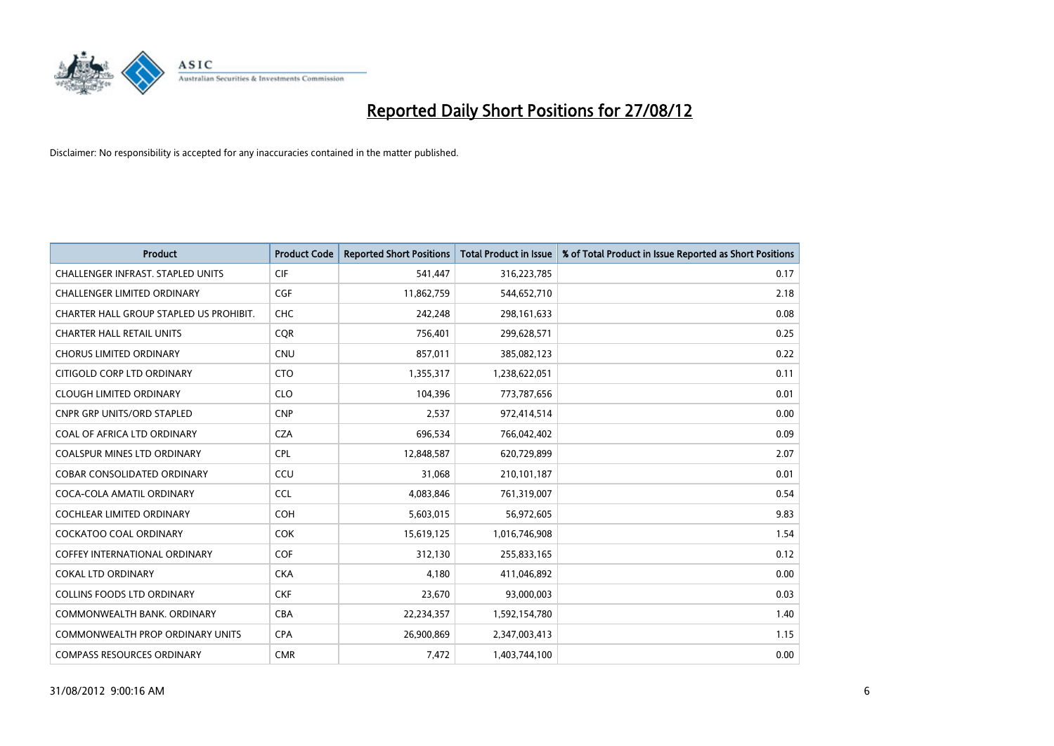# Reported Daily Short Positions for 27/08/12

Disclaimer: No responsibility is accepted for any inaccuracies contained in the matter published.

| Product | Product Code | Reported Short Positions | Total Product in Issue | % of Total Product in Issue Reported as Short Positions |
|---|---|---|---|---|
| CHALLENGER INFRAST. STAPLED UNITS | CIF | 541,447 | 316,223,785 | 0.17 |
| CHALLENGER LIMITED ORDINARY | CGF | 11,862,759 | 544,652,710 | 2.18 |
| CHARTER HALL GROUP STAPLED US PROHIBIT. | CHC | 242,248 | 298,161,633 | 0.08 |
| CHARTER HALL RETAIL UNITS | CQR | 756,401 | 299,628,571 | 0.25 |
| CHORUS LIMITED ORDINARY | CNU | 857,011 | 385,082,123 | 0.22 |
| CITIGOLD CORP LTD ORDINARY | CTO | 1,355,317 | 1,238,622,051 | 0.11 |
| CLOUGH LIMITED ORDINARY | CLO | 104,396 | 773,787,656 | 0.01 |
| CNPR GRP UNITS/ORD STAPLED | CNP | 2,537 | 972,414,514 | 0.00 |
| COAL OF AFRICA LTD ORDINARY | CZA | 696,534 | 766,042,402 | 0.09 |
| COALSPUR MINES LTD ORDINARY | CPL | 12,848,587 | 620,729,899 | 2.07 |
| COBAR CONSOLIDATED ORDINARY | CCU | 31,068 | 210,101,187 | 0.01 |
| COCA-COLA AMATIL ORDINARY | CCL | 4,083,846 | 761,319,007 | 0.54 |
| COCHLEAR LIMITED ORDINARY | COH | 5,603,015 | 56,972,605 | 9.83 |
| COCKATOO COAL ORDINARY | COK | 15,619,125 | 1,016,746,908 | 1.54 |
| COFFEY INTERNATIONAL ORDINARY | COF | 312,130 | 255,833,165 | 0.12 |
| COKAL LTD ORDINARY | CKA | 4,180 | 411,046,892 | 0.00 |
| COLLINS FOODS LTD ORDINARY | CKF | 23,670 | 93,000,003 | 0.03 |
| COMMONWEALTH BANK. ORDINARY | CBA | 22,234,357 | 1,592,154,780 | 1.40 |
| COMMONWEALTH PROP ORDINARY UNITS | CPA | 26,900,869 | 2,347,003,413 | 1.15 |
| COMPASS RESOURCES ORDINARY | CMR | 7,472 | 1,403,744,100 | 0.00 |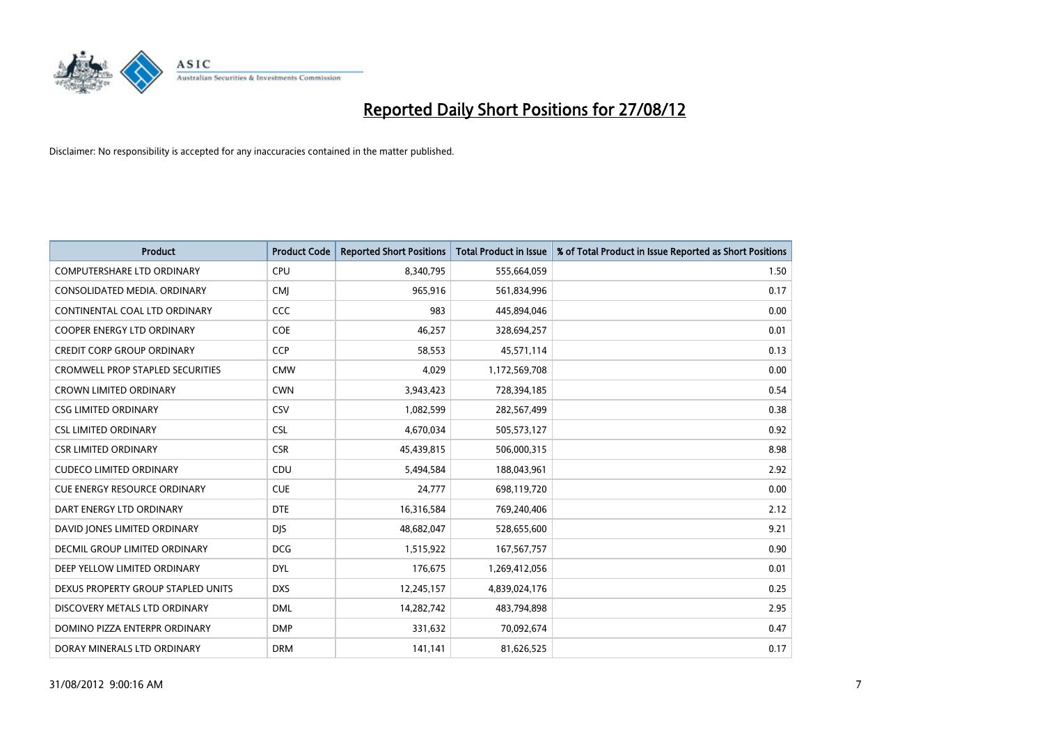# Reported Daily Short Positions for 27/08/12

Disclaimer: No responsibility is accepted for any inaccuracies contained in the matter published.

| Product | Product Code | Reported Short Positions | Total Product in Issue | % of Total Product in Issue Reported as Short Positions |
|---|---|---|---|---|
| COMPUTERSHARE LTD ORDINARY | CPU | 8,340,795 | 555,664,059 | 1.50 |
| CONSOLIDATED MEDIA. ORDINARY | CMJ | 965,916 | 561,834,996 | 0.17 |
| CONTINENTAL COAL LTD ORDINARY | CCC | 983 | 445,894,046 | 0.00 |
| COOPER ENERGY LTD ORDINARY | COE | 46,257 | 328,694,257 | 0.01 |
| CREDIT CORP GROUP ORDINARY | CCP | 58,553 | 45,571,114 | 0.13 |
| CROMWELL PROP STAPLED SECURITIES | CMW | 4,029 | 1,172,569,708 | 0.00 |
| CROWN LIMITED ORDINARY | CWN | 3,943,423 | 728,394,185 | 0.54 |
| CSG LIMITED ORDINARY | CSV | 1,082,599 | 282,567,499 | 0.38 |
| CSL LIMITED ORDINARY | CSL | 4,670,034 | 505,573,127 | 0.92 |
| CSR LIMITED ORDINARY | CSR | 45,439,815 | 506,000,315 | 8.98 |
| CUDECO LIMITED ORDINARY | CDU | 5,494,584 | 188,043,961 | 2.92 |
| CUE ENERGY RESOURCE ORDINARY | CUE | 24,777 | 698,119,720 | 0.00 |
| DART ENERGY LTD ORDINARY | DTE | 16,316,584 | 769,240,406 | 2.12 |
| DAVID JONES LIMITED ORDINARY | DJS | 48,682,047 | 528,655,600 | 9.21 |
| DECMIL GROUP LIMITED ORDINARY | DCG | 1,515,922 | 167,567,757 | 0.90 |
| DEEP YELLOW LIMITED ORDINARY | DYL | 176,675 | 1,269,412,056 | 0.01 |
| DEXUS PROPERTY GROUP STAPLED UNITS | DXS | 12,245,157 | 4,839,024,176 | 0.25 |
| DISCOVERY METALS LTD ORDINARY | DML | 14,282,742 | 483,794,898 | 2.95 |
| DOMINO PIZZA ENTERPR ORDINARY | DMP | 331,632 | 70,092,674 | 0.47 |
| DORAY MINERALS LTD ORDINARY | DRM | 141,141 | 81,626,525 | 0.17 |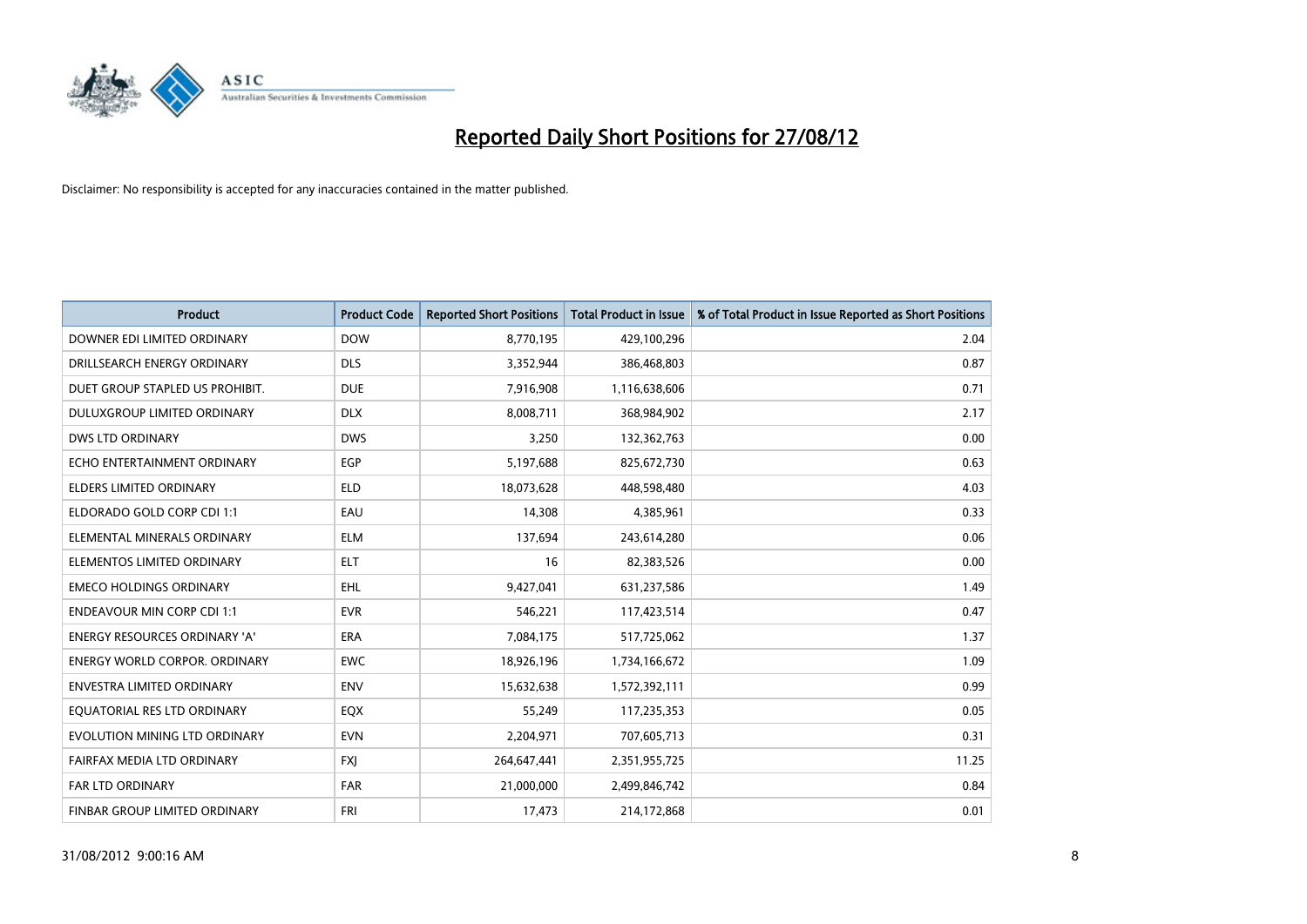# Reported Daily Short Positions for 27/08/12

Disclaimer: No responsibility is accepted for any inaccuracies contained in the matter published.

| Product | Product Code | Reported Short Positions | Total Product in Issue | % of Total Product in Issue Reported as Short Positions |
|---|---|---|---|---|
| DOWNER EDI LIMITED ORDINARY | DOW | 8,770,195 | 429,100,296 | 2.04 |
| DRILLSEARCH ENERGY ORDINARY | DLS | 3,352,944 | 386,468,803 | 0.87 |
| DUET GROUP STAPLED US PROHIBIT. | DUE | 7,916,908 | 1,116,638,606 | 0.71 |
| DULUXGROUP LIMITED ORDINARY | DLX | 8,008,711 | 368,984,902 | 2.17 |
| DWS LTD ORDINARY | DWS | 3,250 | 132,362,763 | 0.00 |
| ECHO ENTERTAINMENT ORDINARY | EGP | 5,197,688 | 825,672,730 | 0.63 |
| ELDERS LIMITED ORDINARY | ELD | 18,073,628 | 448,598,480 | 4.03 |
| ELDORADO GOLD CORP CDI 1:1 | EAU | 14,308 | 4,385,961 | 0.33 |
| ELEMENTAL MINERALS ORDINARY | ELM | 137,694 | 243,614,280 | 0.06 |
| ELEMENTOS LIMITED ORDINARY | ELT | 16 | 82,383,526 | 0.00 |
| EMECO HOLDINGS ORDINARY | EHL | 9,427,041 | 631,237,586 | 1.49 |
| ENDEAVOUR MIN CORP CDI 1:1 | EVR | 546,221 | 117,423,514 | 0.47 |
| ENERGY RESOURCES ORDINARY 'A' | ERA | 7,084,175 | 517,725,062 | 1.37 |
| ENERGY WORLD CORPOR. ORDINARY | EWC | 18,926,196 | 1,734,166,672 | 1.09 |
| ENVESTRA LIMITED ORDINARY | ENV | 15,632,638 | 1,572,392,111 | 0.99 |
| EQUATORIAL RES LTD ORDINARY | EQX | 55,249 | 117,235,353 | 0.05 |
| EVOLUTION MINING LTD ORDINARY | EVN | 2,204,971 | 707,605,713 | 0.31 |
| FAIRFAX MEDIA LTD ORDINARY | FXJ | 264,647,441 | 2,351,955,725 | 11.25 |
| FAR LTD ORDINARY | FAR | 21,000,000 | 2,499,846,742 | 0.84 |
| FINBAR GROUP LIMITED ORDINARY | FRI | 17,473 | 214,172,868 | 0.01 |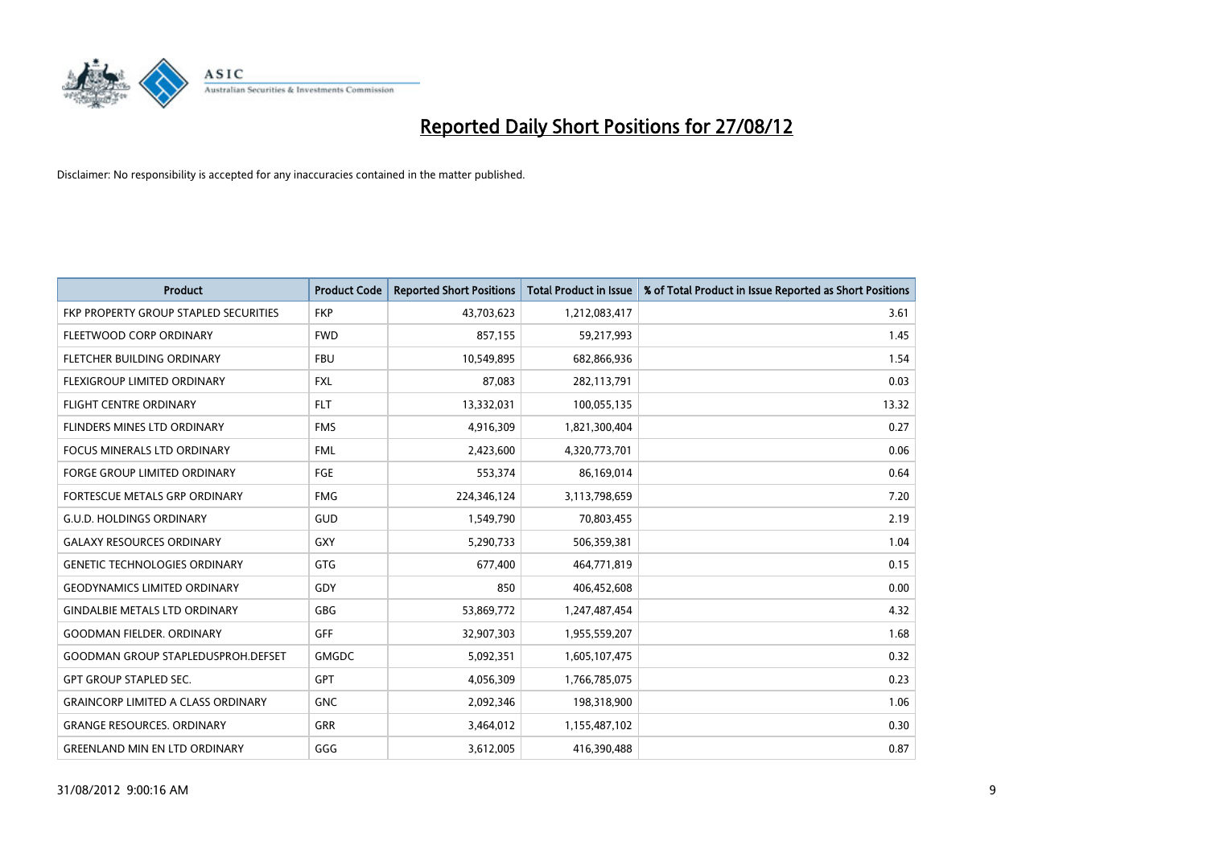# Reported Daily Short Positions for 27/08/12

Disclaimer: No responsibility is accepted for any inaccuracies contained in the matter published.

| Product | Product Code | Reported Short Positions | Total Product in Issue | % of Total Product in Issue Reported as Short Positions |
|---|---|---|---|---|
| FKP PROPERTY GROUP STAPLED SECURITIES | FKP | 43,703,623 | 1,212,083,417 | 3.61 |
| FLEETWOOD CORP ORDINARY | FWD | 857,155 | 59,217,993 | 1.45 |
| FLETCHER BUILDING ORDINARY | FBU | 10,549,895 | 682,866,936 | 1.54 |
| FLEXIGROUP LIMITED ORDINARY | FXL | 87,083 | 282,113,791 | 0.03 |
| FLIGHT CENTRE ORDINARY | FLT | 13,332,031 | 100,055,135 | 13.32 |
| FLINDERS MINES LTD ORDINARY | FMS | 4,916,309 | 1,821,300,404 | 0.27 |
| FOCUS MINERALS LTD ORDINARY | FML | 2,423,600 | 4,320,773,701 | 0.06 |
| FORGE GROUP LIMITED ORDINARY | FGE | 553,374 | 86,169,014 | 0.64 |
| FORTESCUE METALS GRP ORDINARY | FMG | 224,346,124 | 3,113,798,659 | 7.20 |
| G.U.D. HOLDINGS ORDINARY | GUD | 1,549,790 | 70,803,455 | 2.19 |
| GALAXY RESOURCES ORDINARY | GXY | 5,290,733 | 506,359,381 | 1.04 |
| GENETIC TECHNOLOGIES ORDINARY | GTG | 677,400 | 464,771,819 | 0.15 |
| GEODYNAMICS LIMITED ORDINARY | GDY | 850 | 406,452,608 | 0.00 |
| GINDALBIE METALS LTD ORDINARY | GBG | 53,869,772 | 1,247,487,454 | 4.32 |
| GOODMAN FIELDER. ORDINARY | GFF | 32,907,303 | 1,955,559,207 | 1.68 |
| GOODMAN GROUP STAPLEDUSPROH.DEFSET | GMGDC | 5,092,351 | 1,605,107,475 | 0.32 |
| GPT GROUP STAPLED SEC. | GPT | 4,056,309 | 1,766,785,075 | 0.23 |
| GRAINCORP LIMITED A CLASS ORDINARY | GNC | 2,092,346 | 198,318,900 | 1.06 |
| GRANGE RESOURCES. ORDINARY | GRR | 3,464,012 | 1,155,487,102 | 0.30 |
| GREENLAND MIN EN LTD ORDINARY | GGG | 3,612,005 | 416,390,488 | 0.87 |

31/08/2012 9:00:16 AM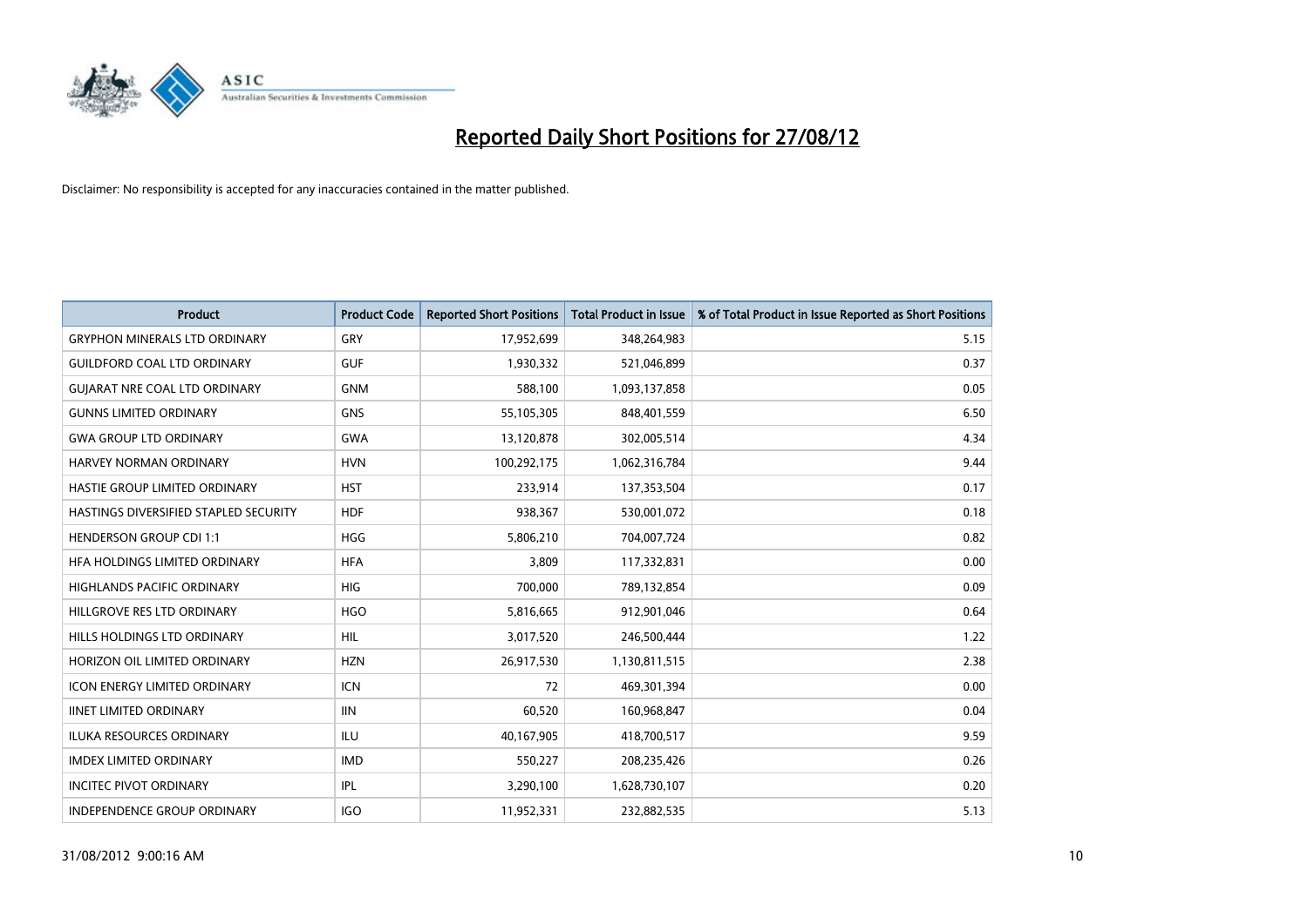# Reported Daily Short Positions for 27/08/12

Disclaimer: No responsibility is accepted for any inaccuracies contained in the matter published.

| Product | Product Code | Reported Short Positions | Total Product in Issue | % of Total Product in Issue Reported as Short Positions |
|---|---|---|---|---|
| GRYPHON MINERALS LTD ORDINARY | GRY | 17,952,699 | 348,264,983 | 5.15 |
| GUILDFORD COAL LTD ORDINARY | GUF | 1,930,332 | 521,046,899 | 0.37 |
| GUJARAT NRE COAL LTD ORDINARY | GNM | 588,100 | 1,093,137,858 | 0.05 |
| GUNNS LIMITED ORDINARY | GNS | 55,105,305 | 848,401,559 | 6.50 |
| GWA GROUP LTD ORDINARY | GWA | 13,120,878 | 302,005,514 | 4.34 |
| HARVEY NORMAN ORDINARY | HVN | 100,292,175 | 1,062,316,784 | 9.44 |
| HASTIE GROUP LIMITED ORDINARY | HST | 233,914 | 137,353,504 | 0.17 |
| HASTINGS DIVERSIFIED STAPLED SECURITY | HDF | 938,367 | 530,001,072 | 0.18 |
| HENDERSON GROUP CDI 1:1 | HGG | 5,806,210 | 704,007,724 | 0.82 |
| HFA HOLDINGS LIMITED ORDINARY | HFA | 3,809 | 117,332,831 | 0.00 |
| HIGHLANDS PACIFIC ORDINARY | HIG | 700,000 | 789,132,854 | 0.09 |
| HILLGROVE RES LTD ORDINARY | HGO | 5,816,665 | 912,901,046 | 0.64 |
| HILLS HOLDINGS LTD ORDINARY | HIL | 3,017,520 | 246,500,444 | 1.22 |
| HORIZON OIL LIMITED ORDINARY | HZN | 26,917,530 | 1,130,811,515 | 2.38 |
| ICON ENERGY LIMITED ORDINARY | ICN | 72 | 469,301,394 | 0.00 |
| IINET LIMITED ORDINARY | IIN | 60,520 | 160,968,847 | 0.04 |
| ILUKA RESOURCES ORDINARY | ILU | 40,167,905 | 418,700,517 | 9.59 |
| IMDEX LIMITED ORDINARY | IMD | 550,227 | 208,235,426 | 0.26 |
| INCITEC PIVOT ORDINARY | IPL | 3,290,100 | 1,628,730,107 | 0.20 |
| INDEPENDENCE GROUP ORDINARY | IGO | 11,952,331 | 232,882,535 | 5.13 |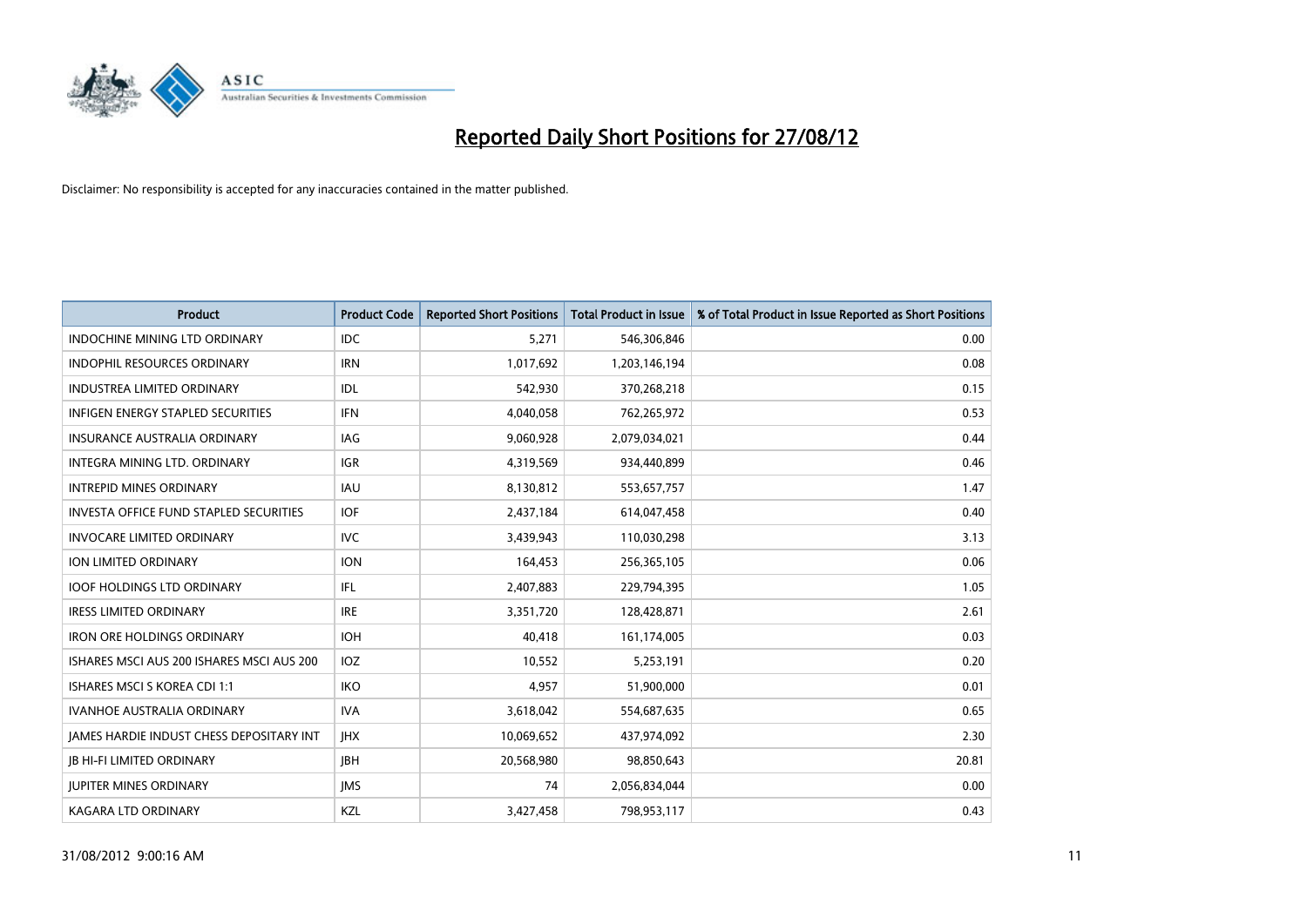# Reported Daily Short Positions for 27/08/12

Disclaimer: No responsibility is accepted for any inaccuracies contained in the matter published.

| Product | Product Code | Reported Short Positions | Total Product in Issue | % of Total Product in Issue Reported as Short Positions |
|---|---|---|---|---|
| INDOCHINE MINING LTD ORDINARY | IDC | 5,271 | 546,306,846 | 0.00 |
| INDOPHIL RESOURCES ORDINARY | IRN | 1,017,692 | 1,203,146,194 | 0.08 |
| INDUSTREA LIMITED ORDINARY | IDL | 542,930 | 370,268,218 | 0.15 |
| INFIGEN ENERGY STAPLED SECURITIES | IFN | 4,040,058 | 762,265,972 | 0.53 |
| INSURANCE AUSTRALIA ORDINARY | IAG | 9,060,928 | 2,079,034,021 | 0.44 |
| INTEGRA MINING LTD. ORDINARY | IGR | 4,319,569 | 934,440,899 | 0.46 |
| INTREPID MINES ORDINARY | IAU | 8,130,812 | 553,657,757 | 1.47 |
| INVESTA OFFICE FUND STAPLED SECURITIES | IOF | 2,437,184 | 614,047,458 | 0.40 |
| INVOCARE LIMITED ORDINARY | IVC | 3,439,943 | 110,030,298 | 3.13 |
| ION LIMITED ORDINARY | ION | 164,453 | 256,365,105 | 0.06 |
| IOOF HOLDINGS LTD ORDINARY | IFL | 2,407,883 | 229,794,395 | 1.05 |
| IRESS LIMITED ORDINARY | IRE | 3,351,720 | 128,428,871 | 2.61 |
| IRON ORE HOLDINGS ORDINARY | IOH | 40,418 | 161,174,005 | 0.03 |
| ISHARES MSCI AUS 200 ISHARES MSCI AUS 200 | IOZ | 10,552 | 5,253,191 | 0.20 |
| ISHARES MSCI S KOREA CDI 1:1 | IKO | 4,957 | 51,900,000 | 0.01 |
| IVANHOE AUSTRALIA ORDINARY | IVA | 3,618,042 | 554,687,635 | 0.65 |
| JAMES HARDIE INDUST CHESS DEPOSITARY INT | JHX | 10,069,652 | 437,974,092 | 2.30 |
| JB HI-FI LIMITED ORDINARY | JBH | 20,568,980 | 98,850,643 | 20.81 |
| JUPITER MINES ORDINARY | JMS | 74 | 2,056,834,044 | 0.00 |
| KAGARA LTD ORDINARY | KZL | 3,427,458 | 798,953,117 | 0.43 |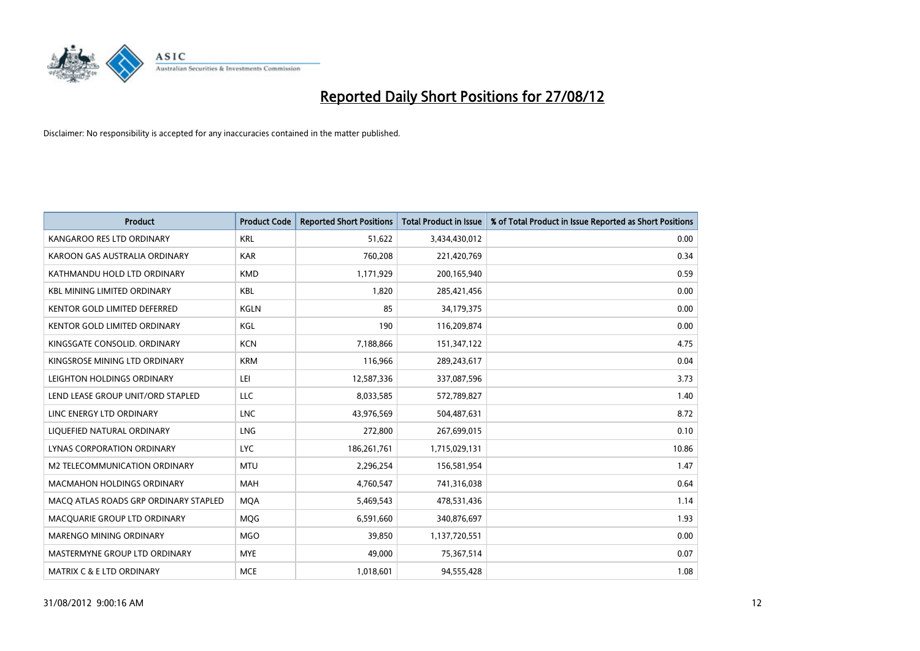# Reported Daily Short Positions for 27/08/12

Disclaimer: No responsibility is accepted for any inaccuracies contained in the matter published.

| Product | Product Code | Reported Short Positions | Total Product in Issue | % of Total Product in Issue Reported as Short Positions |
|---|---|---|---|---|
| KANGAROO RES LTD ORDINARY | KRL | 51,622 | 3,434,430,012 | 0.00 |
| KAROON GAS AUSTRALIA ORDINARY | KAR | 760,208 | 221,420,769 | 0.34 |
| KATHMANDU HOLD LTD ORDINARY | KMD | 1,171,929 | 200,165,940 | 0.59 |
| KBL MINING LIMITED ORDINARY | KBL | 1,820 | 285,421,456 | 0.00 |
| KENTOR GOLD LIMITED DEFERRED | KGLN | 85 | 34,179,375 | 0.00 |
| KENTOR GOLD LIMITED ORDINARY | KGL | 190 | 116,209,874 | 0.00 |
| KINGSGATE CONSOLID. ORDINARY | KCN | 7,188,866 | 151,347,122 | 4.75 |
| KINGSROSE MINING LTD ORDINARY | KRM | 116,966 | 289,243,617 | 0.04 |
| LEIGHTON HOLDINGS ORDINARY | LEI | 12,587,336 | 337,087,596 | 3.73 |
| LEND LEASE GROUP UNIT/ORD STAPLED | LLC | 8,033,585 | 572,789,827 | 1.40 |
| LINC ENERGY LTD ORDINARY | LNC | 43,976,569 | 504,487,631 | 8.72 |
| LIQUEFIED NATURAL ORDINARY | LNG | 272,800 | 267,699,015 | 0.10 |
| LYNAS CORPORATION ORDINARY | LYC | 186,261,761 | 1,715,029,131 | 10.86 |
| M2 TELECOMMUNICATION ORDINARY | MTU | 2,296,254 | 156,581,954 | 1.47 |
| MACMAHON HOLDINGS ORDINARY | MAH | 4,760,547 | 741,316,038 | 0.64 |
| MACQ ATLAS ROADS GRP ORDINARY STAPLED | MQA | 5,469,543 | 478,531,436 | 1.14 |
| MACQUARIE GROUP LTD ORDINARY | MQG | 6,591,660 | 340,876,697 | 1.93 |
| MARENGO MINING ORDINARY | MGO | 39,850 | 1,137,720,551 | 0.00 |
| MASTERMYNE GROUP LTD ORDINARY | MYE | 49,000 | 75,367,514 | 0.07 |
| MATRIX C & E LTD ORDINARY | MCE | 1,018,601 | 94,555,428 | 1.08 |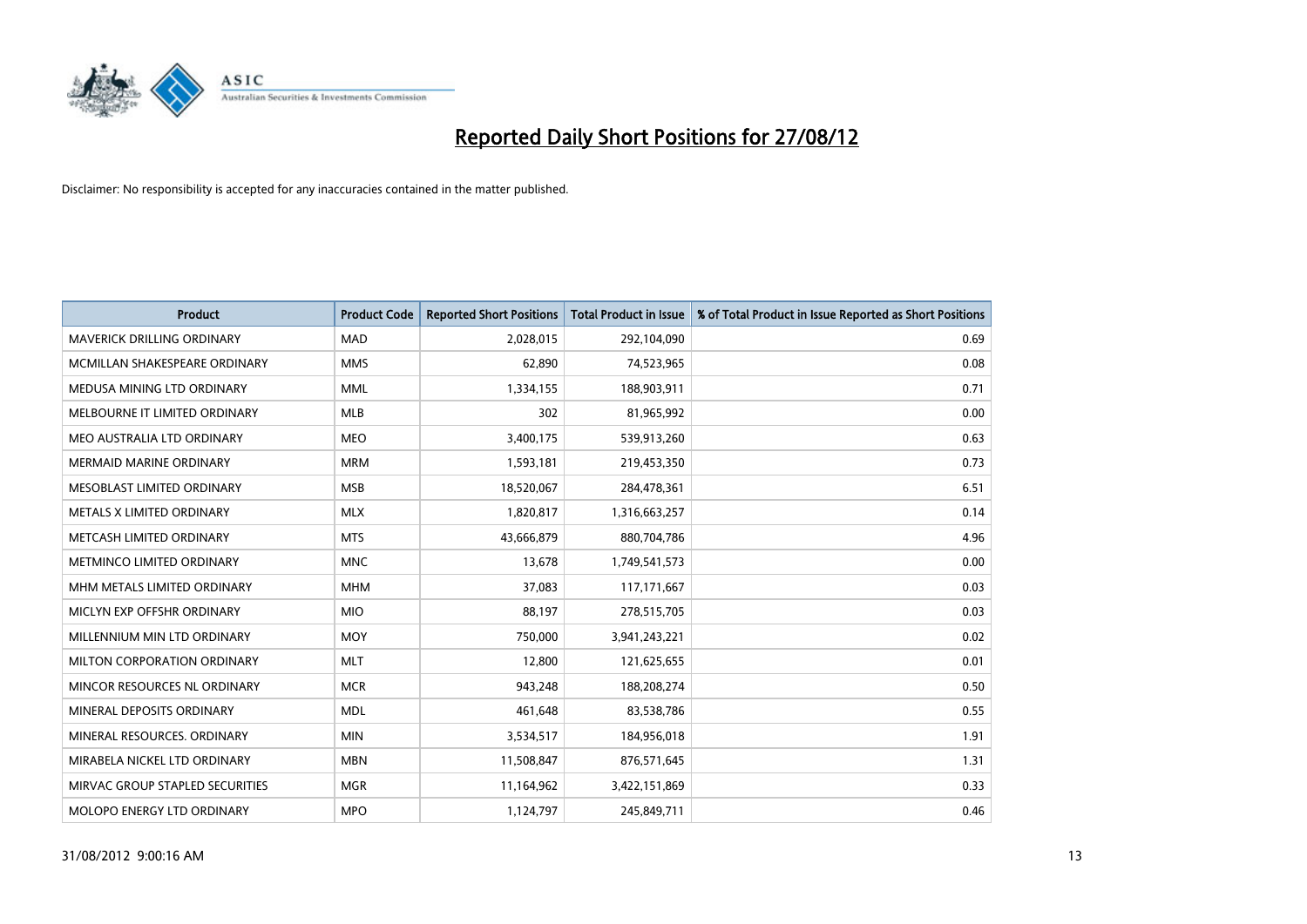# Reported Daily Short Positions for 27/08/12

Disclaimer: No responsibility is accepted for any inaccuracies contained in the matter published.

| Product | Product Code | Reported Short Positions | Total Product in Issue | % of Total Product in Issue Reported as Short Positions |
|---|---|---|---|---|
| MAVERICK DRILLING ORDINARY | MAD | 2,028,015 | 292,104,090 | 0.69 |
| MCMILLAN SHAKESPEARE ORDINARY | MMS | 62,890 | 74,523,965 | 0.08 |
| MEDUSA MINING LTD ORDINARY | MML | 1,334,155 | 188,903,911 | 0.71 |
| MELBOURNE IT LIMITED ORDINARY | MLB | 302 | 81,965,992 | 0.00 |
| MEO AUSTRALIA LTD ORDINARY | MEO | 3,400,175 | 539,913,260 | 0.63 |
| MERMAID MARINE ORDINARY | MRM | 1,593,181 | 219,453,350 | 0.73 |
| MESOBLAST LIMITED ORDINARY | MSB | 18,520,067 | 284,478,361 | 6.51 |
| METALS X LIMITED ORDINARY | MLX | 1,820,817 | 1,316,663,257 | 0.14 |
| METCASH LIMITED ORDINARY | MTS | 43,666,879 | 880,704,786 | 4.96 |
| METMINCO LIMITED ORDINARY | MNC | 13,678 | 1,749,541,573 | 0.00 |
| MHM METALS LIMITED ORDINARY | MHM | 37,083 | 117,171,667 | 0.03 |
| MICLYN EXP OFFSHR ORDINARY | MIO | 88,197 | 278,515,705 | 0.03 |
| MILLENNIUM MIN LTD ORDINARY | MOY | 750,000 | 3,941,243,221 | 0.02 |
| MILTON CORPORATION ORDINARY | MLT | 12,800 | 121,625,655 | 0.01 |
| MINCOR RESOURCES NL ORDINARY | MCR | 943,248 | 188,208,274 | 0.50 |
| MINERAL DEPOSITS ORDINARY | MDL | 461,648 | 83,538,786 | 0.55 |
| MINERAL RESOURCES. ORDINARY | MIN | 3,534,517 | 184,956,018 | 1.91 |
| MIRABELA NICKEL LTD ORDINARY | MBN | 11,508,847 | 876,571,645 | 1.31 |
| MIRVAC GROUP STAPLED SECURITIES | MGR | 11,164,962 | 3,422,151,869 | 0.33 |
| MOLOPO ENERGY LTD ORDINARY | MPO | 1,124,797 | 245,849,711 | 0.46 |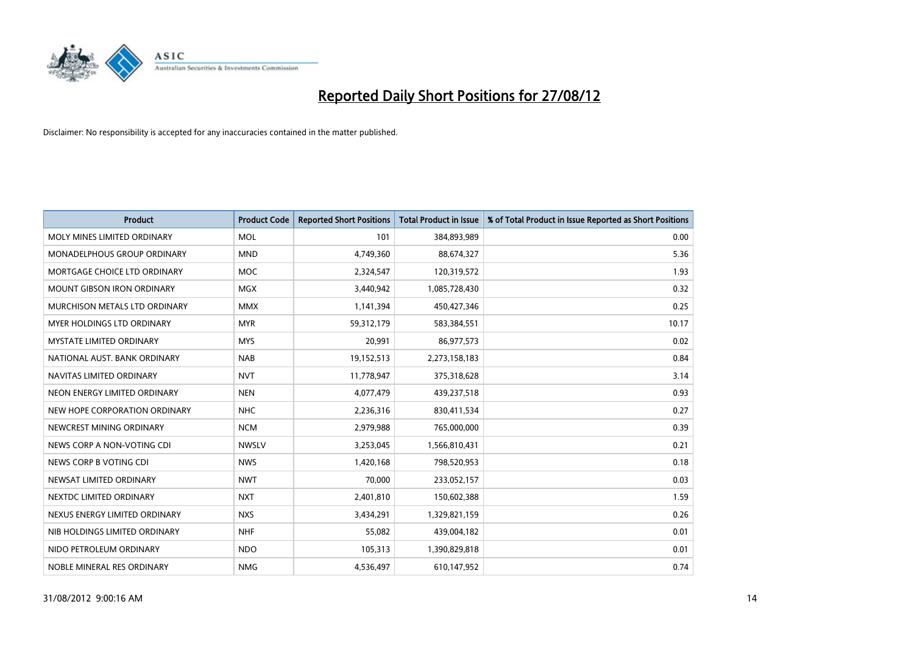# Reported Daily Short Positions for 27/08/12

Disclaimer: No responsibility is accepted for any inaccuracies contained in the matter published.

| Product | Product Code | Reported Short Positions | Total Product in Issue | % of Total Product in Issue Reported as Short Positions |
|---|---|---|---|---|
| MOLY MINES LIMITED ORDINARY | MOL | 101 | 384,893,989 | 0.00 |
| MONADELPHOUS GROUP ORDINARY | MND | 4,749,360 | 88,674,327 | 5.36 |
| MORTGAGE CHOICE LTD ORDINARY | MOC | 2,324,547 | 120,319,572 | 1.93 |
| MOUNT GIBSON IRON ORDINARY | MGX | 3,440,942 | 1,085,728,430 | 0.32 |
| MURCHISON METALS LTD ORDINARY | MMX | 1,141,394 | 450,427,346 | 0.25 |
| MYER HOLDINGS LTD ORDINARY | MYR | 59,312,179 | 583,384,551 | 10.17 |
| MYSTATE LIMITED ORDINARY | MYS | 20,991 | 86,977,573 | 0.02 |
| NATIONAL AUST. BANK ORDINARY | NAB | 19,152,513 | 2,273,158,183 | 0.84 |
| NAVITAS LIMITED ORDINARY | NVT | 11,778,947 | 375,318,628 | 3.14 |
| NEON ENERGY LIMITED ORDINARY | NEN | 4,077,479 | 439,237,518 | 0.93 |
| NEW HOPE CORPORATION ORDINARY | NHC | 2,236,316 | 830,411,534 | 0.27 |
| NEWCREST MINING ORDINARY | NCM | 2,979,988 | 765,000,000 | 0.39 |
| NEWS CORP A NON-VOTING CDI | NWSLV | 3,253,045 | 1,566,810,431 | 0.21 |
| NEWS CORP B VOTING CDI | NWS | 1,420,168 | 798,520,953 | 0.18 |
| NEWSAT LIMITED ORDINARY | NWT | 70,000 | 233,052,157 | 0.03 |
| NEXTDC LIMITED ORDINARY | NXT | 2,401,810 | 150,602,388 | 1.59 |
| NEXUS ENERGY LIMITED ORDINARY | NXS | 3,434,291 | 1,329,821,159 | 0.26 |
| NIB HOLDINGS LIMITED ORDINARY | NHF | 55,082 | 439,004,182 | 0.01 |
| NIDO PETROLEUM ORDINARY | NDO | 105,313 | 1,390,829,818 | 0.01 |
| NOBLE MINERAL RES ORDINARY | NMG | 4,536,497 | 610,147,952 | 0.74 |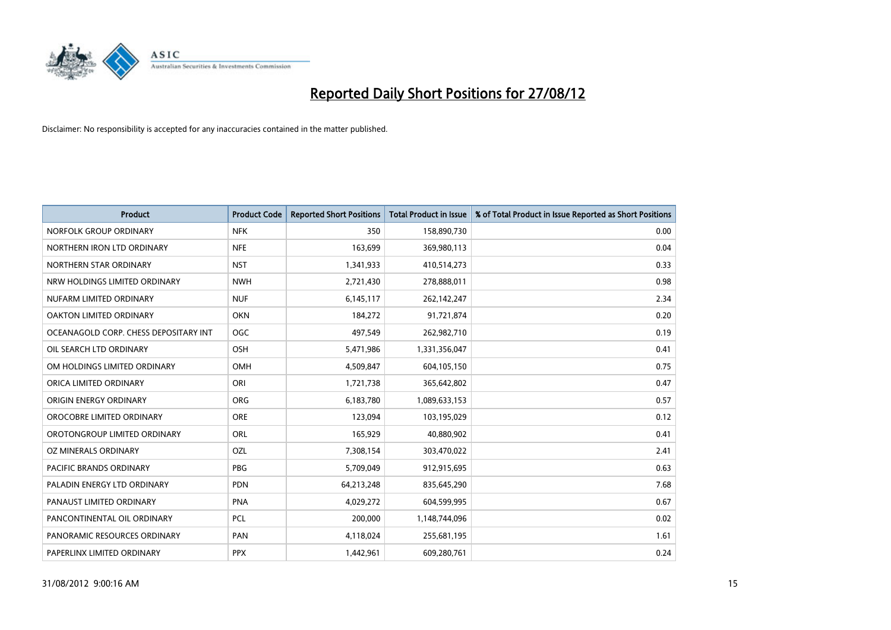# Reported Daily Short Positions for 27/08/12

Disclaimer: No responsibility is accepted for any inaccuracies contained in the matter published.

| Product | Product Code | Reported Short Positions | Total Product in Issue | % of Total Product in Issue Reported as Short Positions |
|---|---|---|---|---|
| NORFOLK GROUP ORDINARY | NFK | 350 | 158,890,730 | 0.00 |
| NORTHERN IRON LTD ORDINARY | NFE | 163,699 | 369,980,113 | 0.04 |
| NORTHERN STAR ORDINARY | NST | 1,341,933 | 410,514,273 | 0.33 |
| NRW HOLDINGS LIMITED ORDINARY | NWH | 2,721,430 | 278,888,011 | 0.98 |
| NUFARM LIMITED ORDINARY | NUF | 6,145,117 | 262,142,247 | 2.34 |
| OAKTON LIMITED ORDINARY | OKN | 184,272 | 91,721,874 | 0.20 |
| OCEANAGOLD CORP. CHESS DEPOSITARY INT | OGC | 497,549 | 262,982,710 | 0.19 |
| OIL SEARCH LTD ORDINARY | OSH | 5,471,986 | 1,331,356,047 | 0.41 |
| OM HOLDINGS LIMITED ORDINARY | OMH | 4,509,847 | 604,105,150 | 0.75 |
| ORICA LIMITED ORDINARY | ORI | 1,721,738 | 365,642,802 | 0.47 |
| ORIGIN ENERGY ORDINARY | ORG | 6,183,780 | 1,089,633,153 | 0.57 |
| OROCOBRE LIMITED ORDINARY | ORE | 123,094 | 103,195,029 | 0.12 |
| OROTONGROUP LIMITED ORDINARY | ORL | 165,929 | 40,880,902 | 0.41 |
| OZ MINERALS ORDINARY | OZL | 7,308,154 | 303,470,022 | 2.41 |
| PACIFIC BRANDS ORDINARY | PBG | 5,709,049 | 912,915,695 | 0.63 |
| PALADIN ENERGY LTD ORDINARY | PDN | 64,213,248 | 835,645,290 | 7.68 |
| PANAUST LIMITED ORDINARY | PNA | 4,029,272 | 604,599,995 | 0.67 |
| PANCONTINENTAL OIL ORDINARY | PCL | 200,000 | 1,148,744,096 | 0.02 |
| PANORAMIC RESOURCES ORDINARY | PAN | 4,118,024 | 255,681,195 | 1.61 |
| PAPERLINX LIMITED ORDINARY | PPX | 1,442,961 | 609,280,761 | 0.24 |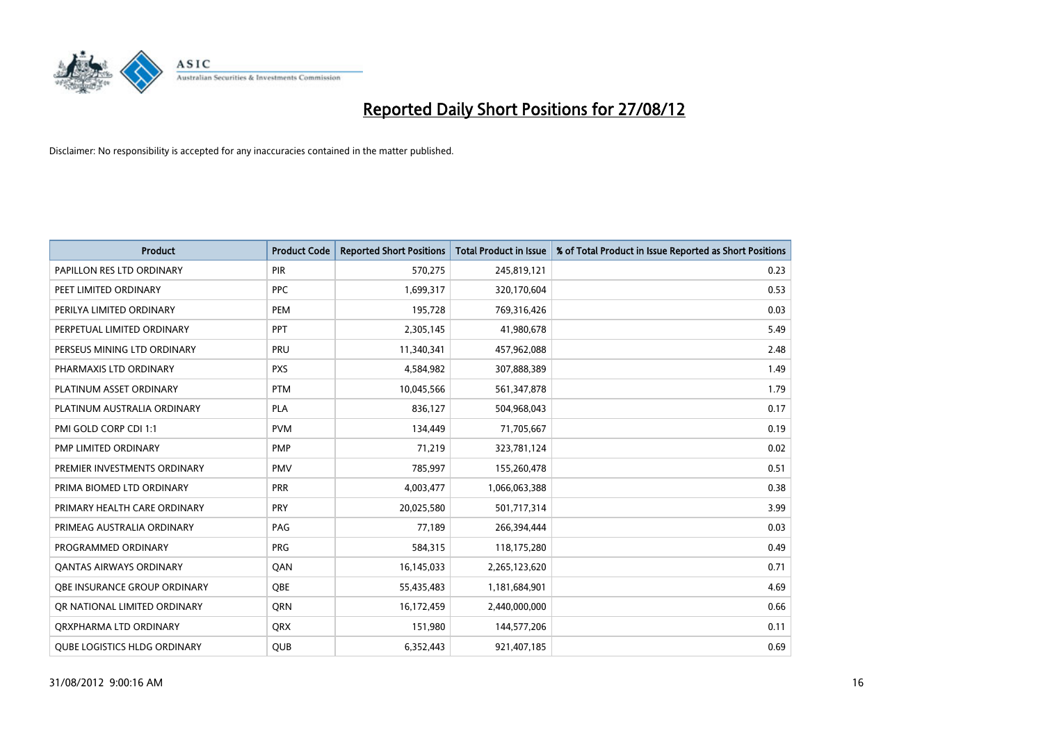# Reported Daily Short Positions for 27/08/12

Disclaimer: No responsibility is accepted for any inaccuracies contained in the matter published.

| Product | Product Code | Reported Short Positions | Total Product in Issue | % of Total Product in Issue Reported as Short Positions |
|---|---|---|---|---|
| PAPILLON RES LTD ORDINARY | PIR | 570,275 | 245,819,121 | 0.23 |
| PEET LIMITED ORDINARY | PPC | 1,699,317 | 320,170,604 | 0.53 |
| PERILYA LIMITED ORDINARY | PEM | 195,728 | 769,316,426 | 0.03 |
| PERPETUAL LIMITED ORDINARY | PPT | 2,305,145 | 41,980,678 | 5.49 |
| PERSEUS MINING LTD ORDINARY | PRU | 11,340,341 | 457,962,088 | 2.48 |
| PHARMAXIS LTD ORDINARY | PXS | 4,584,982 | 307,888,389 | 1.49 |
| PLATINUM ASSET ORDINARY | PTM | 10,045,566 | 561,347,878 | 1.79 |
| PLATINUM AUSTRALIA ORDINARY | PLA | 836,127 | 504,968,043 | 0.17 |
| PMI GOLD CORP CDI 1:1 | PVM | 134,449 | 71,705,667 | 0.19 |
| PMP LIMITED ORDINARY | PMP | 71,219 | 323,781,124 | 0.02 |
| PREMIER INVESTMENTS ORDINARY | PMV | 785,997 | 155,260,478 | 0.51 |
| PRIMA BIOMED LTD ORDINARY | PRR | 4,003,477 | 1,066,063,388 | 0.38 |
| PRIMARY HEALTH CARE ORDINARY | PRY | 20,025,580 | 501,717,314 | 3.99 |
| PRIMEAG AUSTRALIA ORDINARY | PAG | 77,189 | 266,394,444 | 0.03 |
| PROGRAMMED ORDINARY | PRG | 584,315 | 118,175,280 | 0.49 |
| QANTAS AIRWAYS ORDINARY | QAN | 16,145,033 | 2,265,123,620 | 0.71 |
| QBE INSURANCE GROUP ORDINARY | QBE | 55,435,483 | 1,181,684,901 | 4.69 |
| QR NATIONAL LIMITED ORDINARY | QRN | 16,172,459 | 2,440,000,000 | 0.66 |
| QRXPHARMA LTD ORDINARY | QRX | 151,980 | 144,577,206 | 0.11 |
| QUBE LOGISTICS HLDG ORDINARY | QUB | 6,352,443 | 921,407,185 | 0.69 |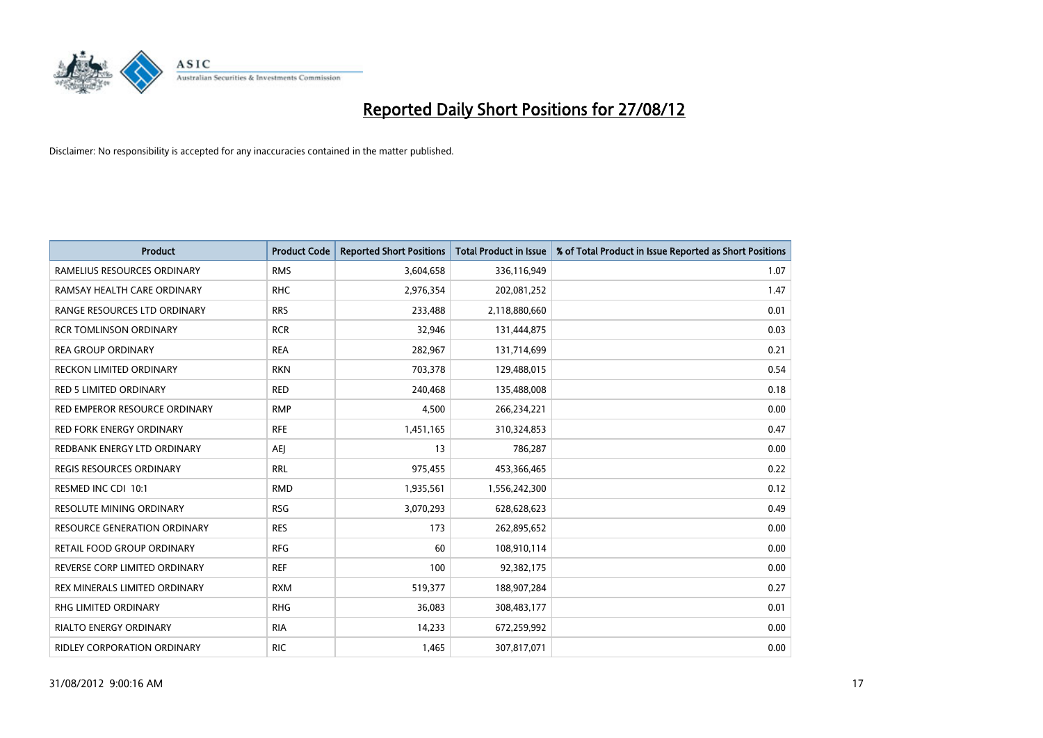# Reported Daily Short Positions for 27/08/12

Disclaimer: No responsibility is accepted for any inaccuracies contained in the matter published.

| Product | Product Code | Reported Short Positions | Total Product in Issue | % of Total Product in Issue Reported as Short Positions |
|---|---|---|---|---|
| RAMELIUS RESOURCES ORDINARY | RMS | 3,604,658 | 336,116,949 | 1.07 |
| RAMSAY HEALTH CARE ORDINARY | RHC | 2,976,354 | 202,081,252 | 1.47 |
| RANGE RESOURCES LTD ORDINARY | RRS | 233,488 | 2,118,880,660 | 0.01 |
| RCR TOMLINSON ORDINARY | RCR | 32,946 | 131,444,875 | 0.03 |
| REA GROUP ORDINARY | REA | 282,967 | 131,714,699 | 0.21 |
| RECKON LIMITED ORDINARY | RKN | 703,378 | 129,488,015 | 0.54 |
| RED 5 LIMITED ORDINARY | RED | 240,468 | 135,488,008 | 0.18 |
| RED EMPEROR RESOURCE ORDINARY | RMP | 4,500 | 266,234,221 | 0.00 |
| RED FORK ENERGY ORDINARY | RFE | 1,451,165 | 310,324,853 | 0.47 |
| REDBANK ENERGY LTD ORDINARY | AEJ | 13 | 786,287 | 0.00 |
| REGIS RESOURCES ORDINARY | RRL | 975,455 | 453,366,465 | 0.22 |
| RESMED INC CDI 10:1 | RMD | 1,935,561 | 1,556,242,300 | 0.12 |
| RESOLUTE MINING ORDINARY | RSG | 3,070,293 | 628,628,623 | 0.49 |
| RESOURCE GENERATION ORDINARY | RES | 173 | 262,895,652 | 0.00 |
| RETAIL FOOD GROUP ORDINARY | RFG | 60 | 108,910,114 | 0.00 |
| REVERSE CORP LIMITED ORDINARY | REF | 100 | 92,382,175 | 0.00 |
| REX MINERALS LIMITED ORDINARY | RXM | 519,377 | 188,907,284 | 0.27 |
| RHG LIMITED ORDINARY | RHG | 36,083 | 308,483,177 | 0.01 |
| RIALTO ENERGY ORDINARY | RIA | 14,233 | 672,259,992 | 0.00 |
| RIDLEY CORPORATION ORDINARY | RIC | 1,465 | 307,817,071 | 0.00 |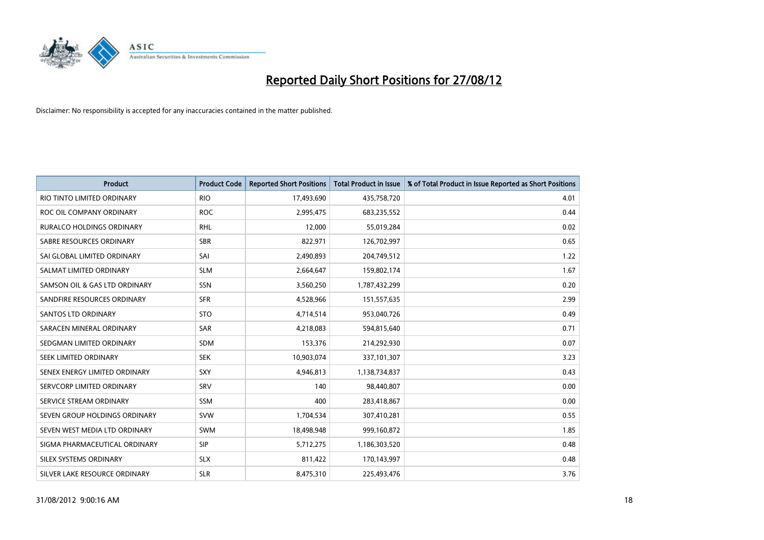# Reported Daily Short Positions for 27/08/12

Disclaimer: No responsibility is accepted for any inaccuracies contained in the matter published.

| Product | Product Code | Reported Short Positions | Total Product in Issue | % of Total Product in Issue Reported as Short Positions |
|---|---|---|---|---|
| RIO TINTO LIMITED ORDINARY | RIO | 17,493,690 | 435,758,720 | 4.01 |
| ROC OIL COMPANY ORDINARY | ROC | 2,995,475 | 683,235,552 | 0.44 |
| RURALCO HOLDINGS ORDINARY | RHL | 12,000 | 55,019,284 | 0.02 |
| SABRE RESOURCES ORDINARY | SBR | 822,971 | 126,702,997 | 0.65 |
| SAI GLOBAL LIMITED ORDINARY | SAI | 2,490,893 | 204,749,512 | 1.22 |
| SALMAT LIMITED ORDINARY | SLM | 2,664,647 | 159,802,174 | 1.67 |
| SAMSON OIL & GAS LTD ORDINARY | SSN | 3,560,250 | 1,787,432,299 | 0.20 |
| SANDFIRE RESOURCES ORDINARY | SFR | 4,528,966 | 151,557,635 | 2.99 |
| SANTOS LTD ORDINARY | STO | 4,714,514 | 953,040,726 | 0.49 |
| SARACEN MINERAL ORDINARY | SAR | 4,218,083 | 594,815,640 | 0.71 |
| SEDGMAN LIMITED ORDINARY | SDM | 153,376 | 214,292,930 | 0.07 |
| SEEK LIMITED ORDINARY | SEK | 10,903,074 | 337,101,307 | 3.23 |
| SENEX ENERGY LIMITED ORDINARY | SXY | 4,946,813 | 1,138,734,837 | 0.43 |
| SERVCORP LIMITED ORDINARY | SRV | 140 | 98,440,807 | 0.00 |
| SERVICE STREAM ORDINARY | SSM | 400 | 283,418,867 | 0.00 |
| SEVEN GROUP HOLDINGS ORDINARY | SVW | 1,704,534 | 307,410,281 | 0.55 |
| SEVEN WEST MEDIA LTD ORDINARY | SWM | 18,498,948 | 999,160,872 | 1.85 |
| SIGMA PHARMACEUTICAL ORDINARY | SIP | 5,712,275 | 1,186,303,520 | 0.48 |
| SILEX SYSTEMS ORDINARY | SLX | 811,422 | 170,143,997 | 0.48 |
| SILVER LAKE RESOURCE ORDINARY | SLR | 8,475,310 | 225,493,476 | 3.76 |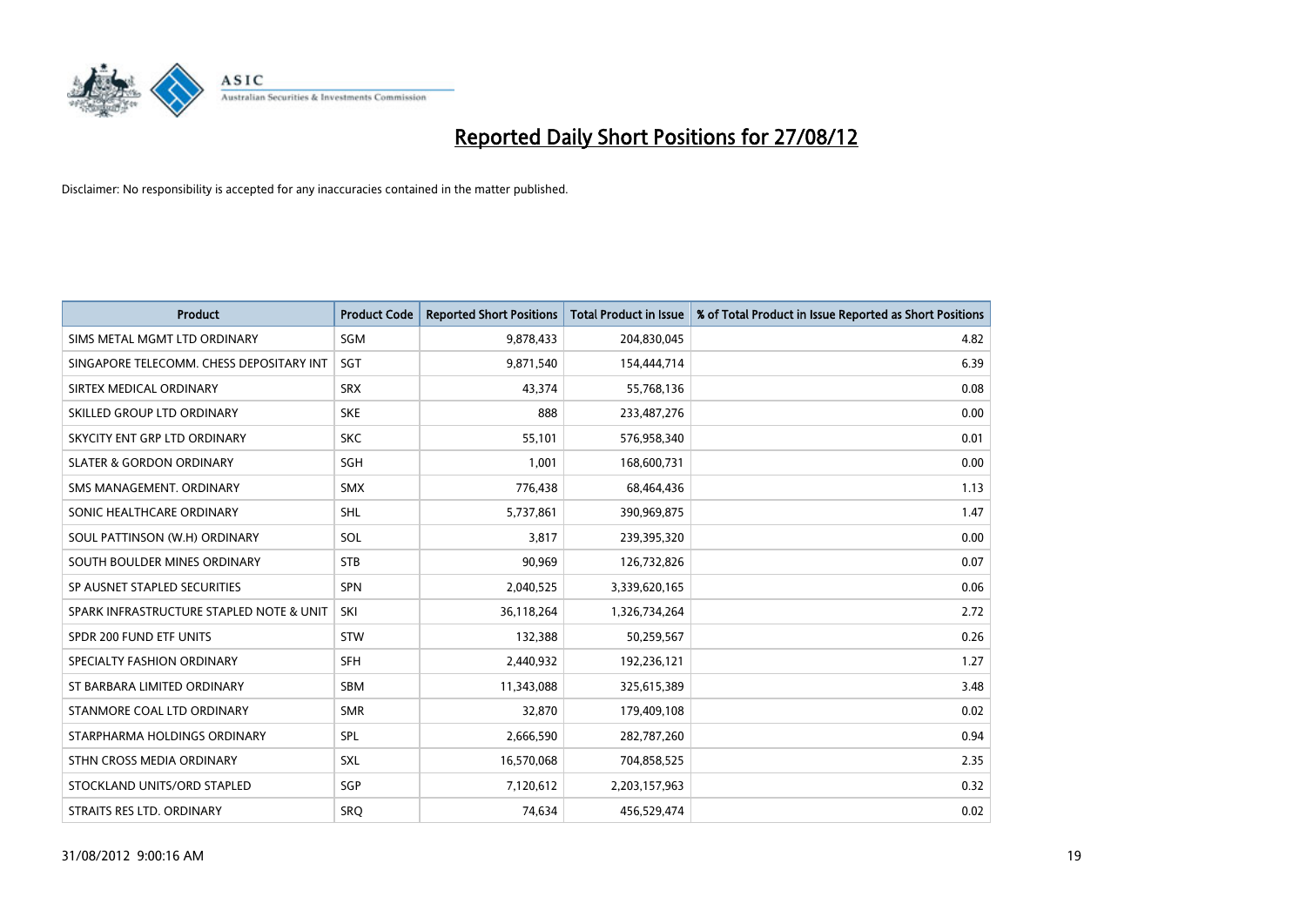# Reported Daily Short Positions for 27/08/12

Disclaimer: No responsibility is accepted for any inaccuracies contained in the matter published.

| Product | Product Code | Reported Short Positions | Total Product in Issue | % of Total Product in Issue Reported as Short Positions |
|---|---|---|---|---|
| SIMS METAL MGMT LTD ORDINARY | SGM | 9,878,433 | 204,830,045 | 4.82 |
| SINGAPORE TELECOMM. CHESS DEPOSITARY INT | SGT | 9,871,540 | 154,444,714 | 6.39 |
| SIRTEX MEDICAL ORDINARY | SRX | 43,374 | 55,768,136 | 0.08 |
| SKILLED GROUP LTD ORDINARY | SKE | 888 | 233,487,276 | 0.00 |
| SKYCITY ENT GRP LTD ORDINARY | SKC | 55,101 | 576,958,340 | 0.01 |
| SLATER & GORDON ORDINARY | SGH | 1,001 | 168,600,731 | 0.00 |
| SMS MANAGEMENT. ORDINARY | SMX | 776,438 | 68,464,436 | 1.13 |
| SONIC HEALTHCARE ORDINARY | SHL | 5,737,861 | 390,969,875 | 1.47 |
| SOUL PATTINSON (W.H) ORDINARY | SOL | 3,817 | 239,395,320 | 0.00 |
| SOUTH BOULDER MINES ORDINARY | STB | 90,969 | 126,732,826 | 0.07 |
| SP AUSNET STAPLED SECURITIES | SPN | 2,040,525 | 3,339,620,165 | 0.06 |
| SPARK INFRASTRUCTURE STAPLED NOTE & UNIT | SKI | 36,118,264 | 1,326,734,264 | 2.72 |
| SPDR 200 FUND ETF UNITS | STW | 132,388 | 50,259,567 | 0.26 |
| SPECIALTY FASHION ORDINARY | SFH | 2,440,932 | 192,236,121 | 1.27 |
| ST BARBARA LIMITED ORDINARY | SBM | 11,343,088 | 325,615,389 | 3.48 |
| STANMORE COAL LTD ORDINARY | SMR | 32,870 | 179,409,108 | 0.02 |
| STARPHARMA HOLDINGS ORDINARY | SPL | 2,666,590 | 282,787,260 | 0.94 |
| STHN CROSS MEDIA ORDINARY | SXL | 16,570,068 | 704,858,525 | 2.35 |
| STOCKLAND UNITS/ORD STAPLED | SGP | 7,120,612 | 2,203,157,963 | 0.32 |
| STRAITS RES LTD. ORDINARY | SRQ | 74,634 | 456,529,474 | 0.02 |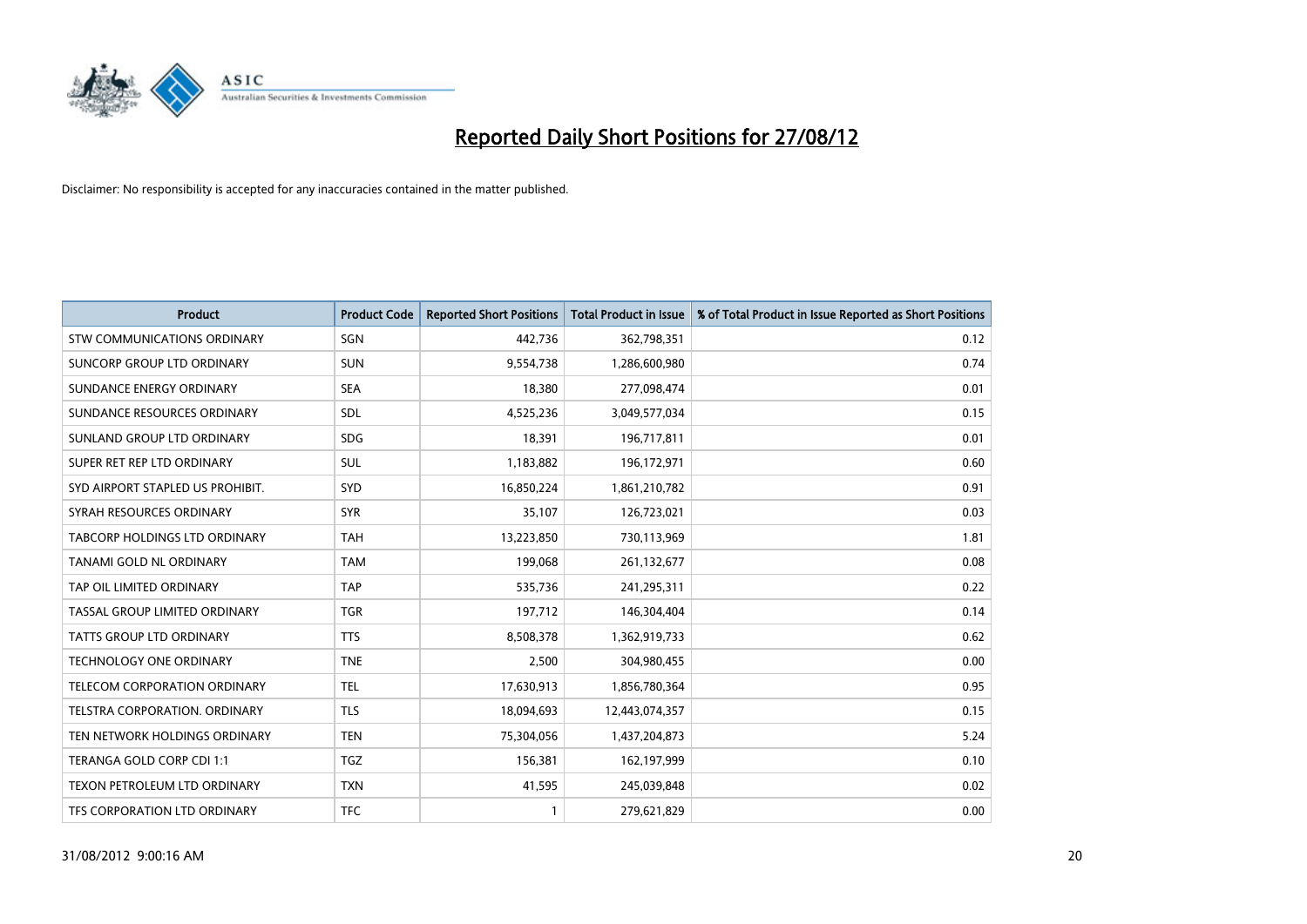# Reported Daily Short Positions for 27/08/12

Disclaimer: No responsibility is accepted for any inaccuracies contained in the matter published.

| Product | Product Code | Reported Short Positions | Total Product in Issue | % of Total Product in Issue Reported as Short Positions |
|---|---|---|---|---|
| STW COMMUNICATIONS ORDINARY | SGN | 442,736 | 362,798,351 | 0.12 |
| SUNCORP GROUP LTD ORDINARY | SUN | 9,554,738 | 1,286,600,980 | 0.74 |
| SUNDANCE ENERGY ORDINARY | SEA | 18,380 | 277,098,474 | 0.01 |
| SUNDANCE RESOURCES ORDINARY | SDL | 4,525,236 | 3,049,577,034 | 0.15 |
| SUNLAND GROUP LTD ORDINARY | SDG | 18,391 | 196,717,811 | 0.01 |
| SUPER RET REP LTD ORDINARY | SUL | 1,183,882 | 196,172,971 | 0.60 |
| SYD AIRPORT STAPLED US PROHIBIT. | SYD | 16,850,224 | 1,861,210,782 | 0.91 |
| SYRAH RESOURCES ORDINARY | SYR | 35,107 | 126,723,021 | 0.03 |
| TABCORP HOLDINGS LTD ORDINARY | TAH | 13,223,850 | 730,113,969 | 1.81 |
| TANAMI GOLD NL ORDINARY | TAM | 199,068 | 261,132,677 | 0.08 |
| TAP OIL LIMITED ORDINARY | TAP | 535,736 | 241,295,311 | 0.22 |
| TASSAL GROUP LIMITED ORDINARY | TGR | 197,712 | 146,304,404 | 0.14 |
| TATTS GROUP LTD ORDINARY | TTS | 8,508,378 | 1,362,919,733 | 0.62 |
| TECHNOLOGY ONE ORDINARY | TNE | 2,500 | 304,980,455 | 0.00 |
| TELECOM CORPORATION ORDINARY | TEL | 17,630,913 | 1,856,780,364 | 0.95 |
| TELSTRA CORPORATION. ORDINARY | TLS | 18,094,693 | 12,443,074,357 | 0.15 |
| TEN NETWORK HOLDINGS ORDINARY | TEN | 75,304,056 | 1,437,204,873 | 5.24 |
| TERANGA GOLD CORP CDI 1:1 | TGZ | 156,381 | 162,197,999 | 0.10 |
| TEXON PETROLEUM LTD ORDINARY | TXN | 41,595 | 245,039,848 | 0.02 |
| TFS CORPORATION LTD ORDINARY | TFC | 1 | 279,621,829 | 0.00 |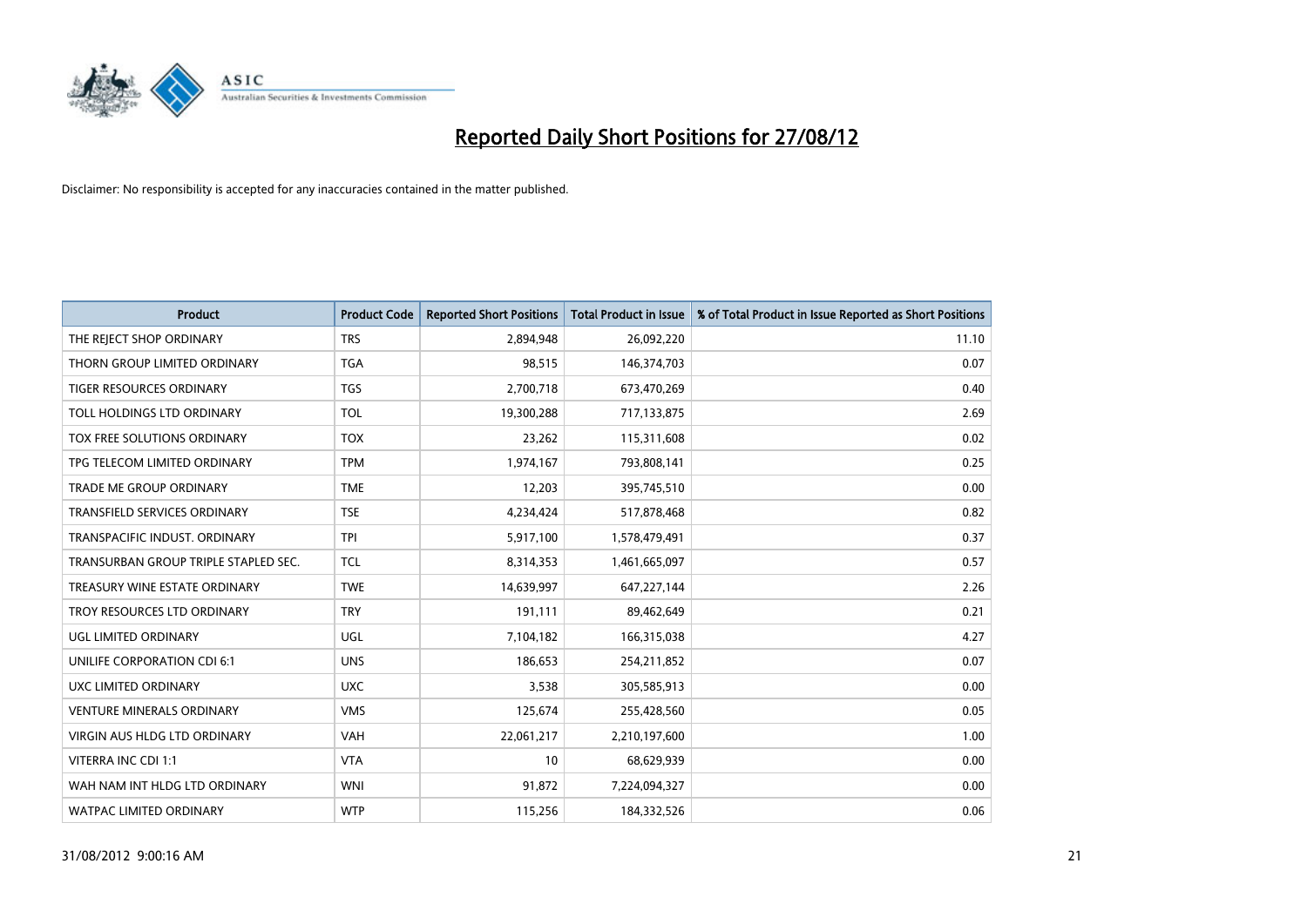# Reported Daily Short Positions for 27/08/12

Disclaimer: No responsibility is accepted for any inaccuracies contained in the matter published.

| Product | Product Code | Reported Short Positions | Total Product in Issue | % of Total Product in Issue Reported as Short Positions |
|---|---|---|---|---|
| THE REJECT SHOP ORDINARY | TRS | 2,894,948 | 26,092,220 | 11.10 |
| THORN GROUP LIMITED ORDINARY | TGA | 98,515 | 146,374,703 | 0.07 |
| TIGER RESOURCES ORDINARY | TGS | 2,700,718 | 673,470,269 | 0.40 |
| TOLL HOLDINGS LTD ORDINARY | TOL | 19,300,288 | 717,133,875 | 2.69 |
| TOX FREE SOLUTIONS ORDINARY | TOX | 23,262 | 115,311,608 | 0.02 |
| TPG TELECOM LIMITED ORDINARY | TPM | 1,974,167 | 793,808,141 | 0.25 |
| TRADE ME GROUP ORDINARY | TME | 12,203 | 395,745,510 | 0.00 |
| TRANSFIELD SERVICES ORDINARY | TSE | 4,234,424 | 517,878,468 | 0.82 |
| TRANSPACIFIC INDUST. ORDINARY | TPI | 5,917,100 | 1,578,479,491 | 0.37 |
| TRANSURBAN GROUP TRIPLE STAPLED SEC. | TCL | 8,314,353 | 1,461,665,097 | 0.57 |
| TREASURY WINE ESTATE ORDINARY | TWE | 14,639,997 | 647,227,144 | 2.26 |
| TROY RESOURCES LTD ORDINARY | TRY | 191,111 | 89,462,649 | 0.21 |
| UGL LIMITED ORDINARY | UGL | 7,104,182 | 166,315,038 | 4.27 |
| UNILIFE CORPORATION CDI 6:1 | UNS | 186,653 | 254,211,852 | 0.07 |
| UXC LIMITED ORDINARY | UXC | 3,538 | 305,585,913 | 0.00 |
| VENTURE MINERALS ORDINARY | VMS | 125,674 | 255,428,560 | 0.05 |
| VIRGIN AUS HLDG LTD ORDINARY | VAH | 22,061,217 | 2,210,197,600 | 1.00 |
| VITERRA INC CDI 1:1 | VTA | 10 | 68,629,939 | 0.00 |
| WAH NAM INT HLDG LTD ORDINARY | WNI | 91,872 | 7,224,094,327 | 0.00 |
| WATPAC LIMITED ORDINARY | WTP | 115,256 | 184,332,526 | 0.06 |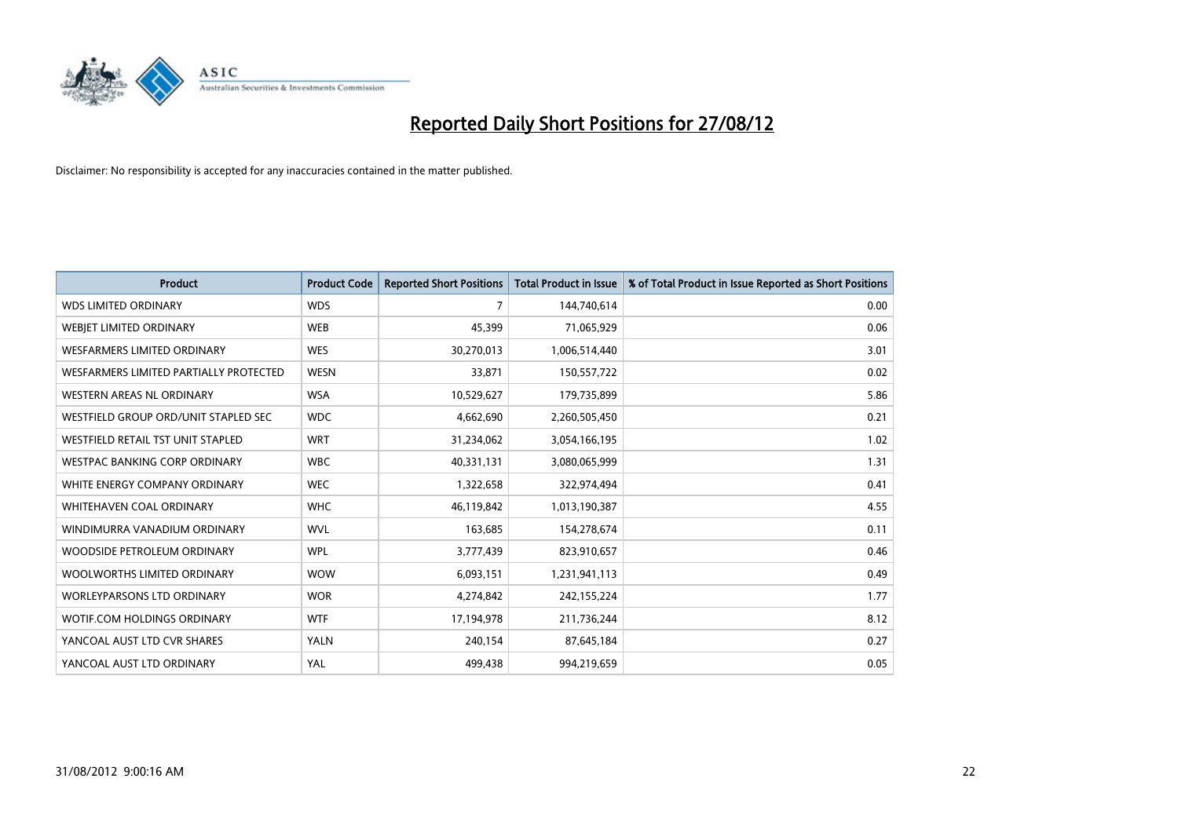# Reported Daily Short Positions for 27/08/12

Disclaimer: No responsibility is accepted for any inaccuracies contained in the matter published.

| Product | Product Code | Reported Short Positions | Total Product in Issue | % of Total Product in Issue Reported as Short Positions |
|---|---|---|---|---|
| WDS LIMITED ORDINARY | WDS | 7 | 144,740,614 | 0.00 |
| WEBJET LIMITED ORDINARY | WEB | 45,399 | 71,065,929 | 0.06 |
| WESFARMERS LIMITED ORDINARY | WES | 30,270,013 | 1,006,514,440 | 3.01 |
| WESFARMERS LIMITED PARTIALLY PROTECTED | WESN | 33,871 | 150,557,722 | 0.02 |
| WESTERN AREAS NL ORDINARY | WSA | 10,529,627 | 179,735,899 | 5.86 |
| WESTFIELD GROUP ORD/UNIT STAPLED SEC | WDC | 4,662,690 | 2,260,505,450 | 0.21 |
| WESTFIELD RETAIL TST UNIT STAPLED | WRT | 31,234,062 | 3,054,166,195 | 1.02 |
| WESTPAC BANKING CORP ORDINARY | WBC | 40,331,131 | 3,080,065,999 | 1.31 |
| WHITE ENERGY COMPANY ORDINARY | WEC | 1,322,658 | 322,974,494 | 0.41 |
| WHITEHAVEN COAL ORDINARY | WHC | 46,119,842 | 1,013,190,387 | 4.55 |
| WINDIMURRA VANADIUM ORDINARY | WVL | 163,685 | 154,278,674 | 0.11 |
| WOODSIDE PETROLEUM ORDINARY | WPL | 3,777,439 | 823,910,657 | 0.46 |
| WOOLWORTHS LIMITED ORDINARY | WOW | 6,093,151 | 1,231,941,113 | 0.49 |
| WORLEYPARSONS LTD ORDINARY | WOR | 4,274,842 | 242,155,224 | 1.77 |
| WOTIF.COM HOLDINGS ORDINARY | WTF | 17,194,978 | 211,736,244 | 8.12 |
| YANCOAL AUST LTD CVR SHARES | YALN | 240,154 | 87,645,184 | 0.27 |
| YANCOAL AUST LTD ORDINARY | YAL | 499,438 | 994,219,659 | 0.05 |